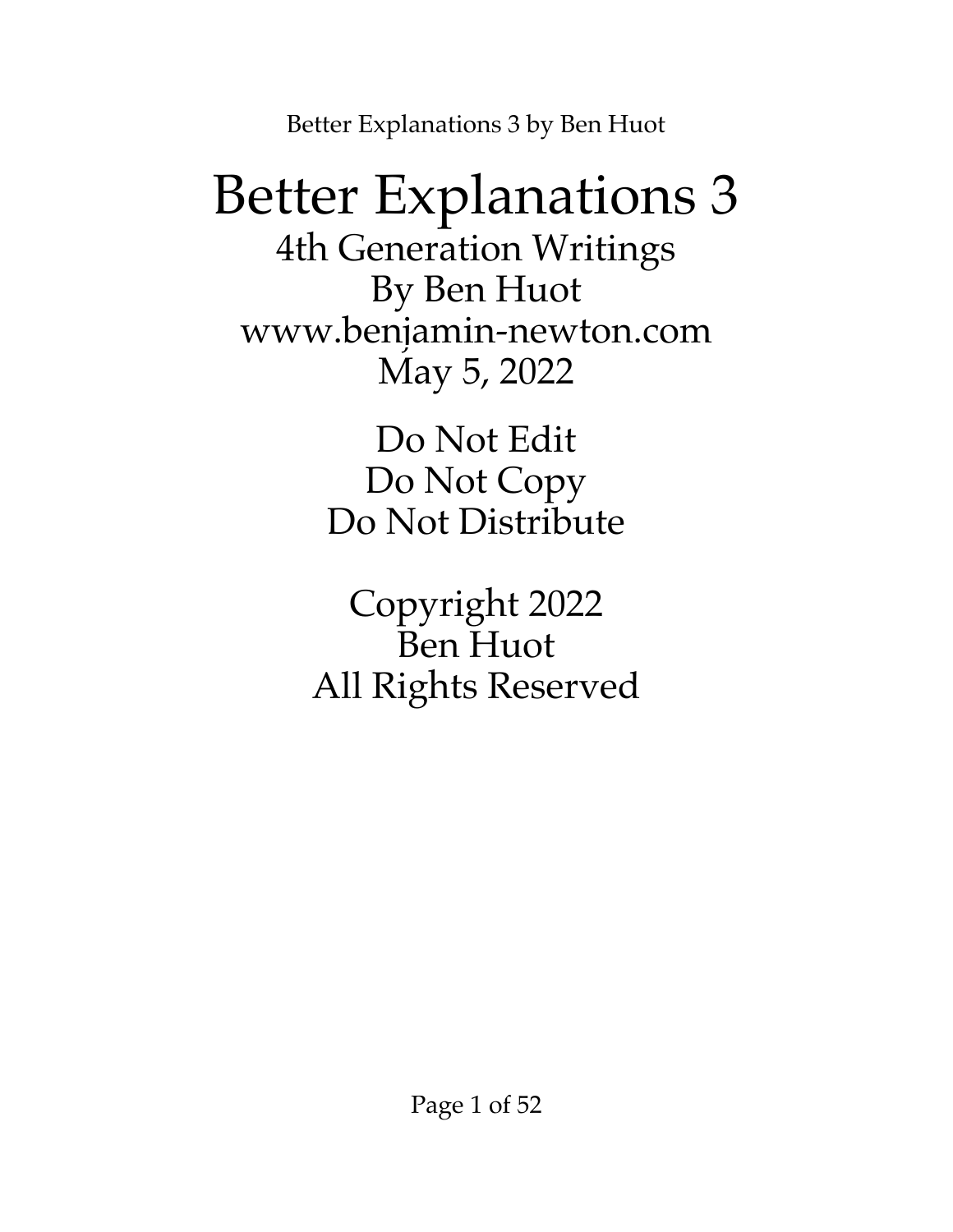# Better Explanations 3

4th Generation Writings
By Ben Huot
www.benjamin-newton.com
May 5, 2022

Do Not Edit
Do Not Copy
Do Not Distribute

Copyright 2022
Ben Huot
All Rights Reserved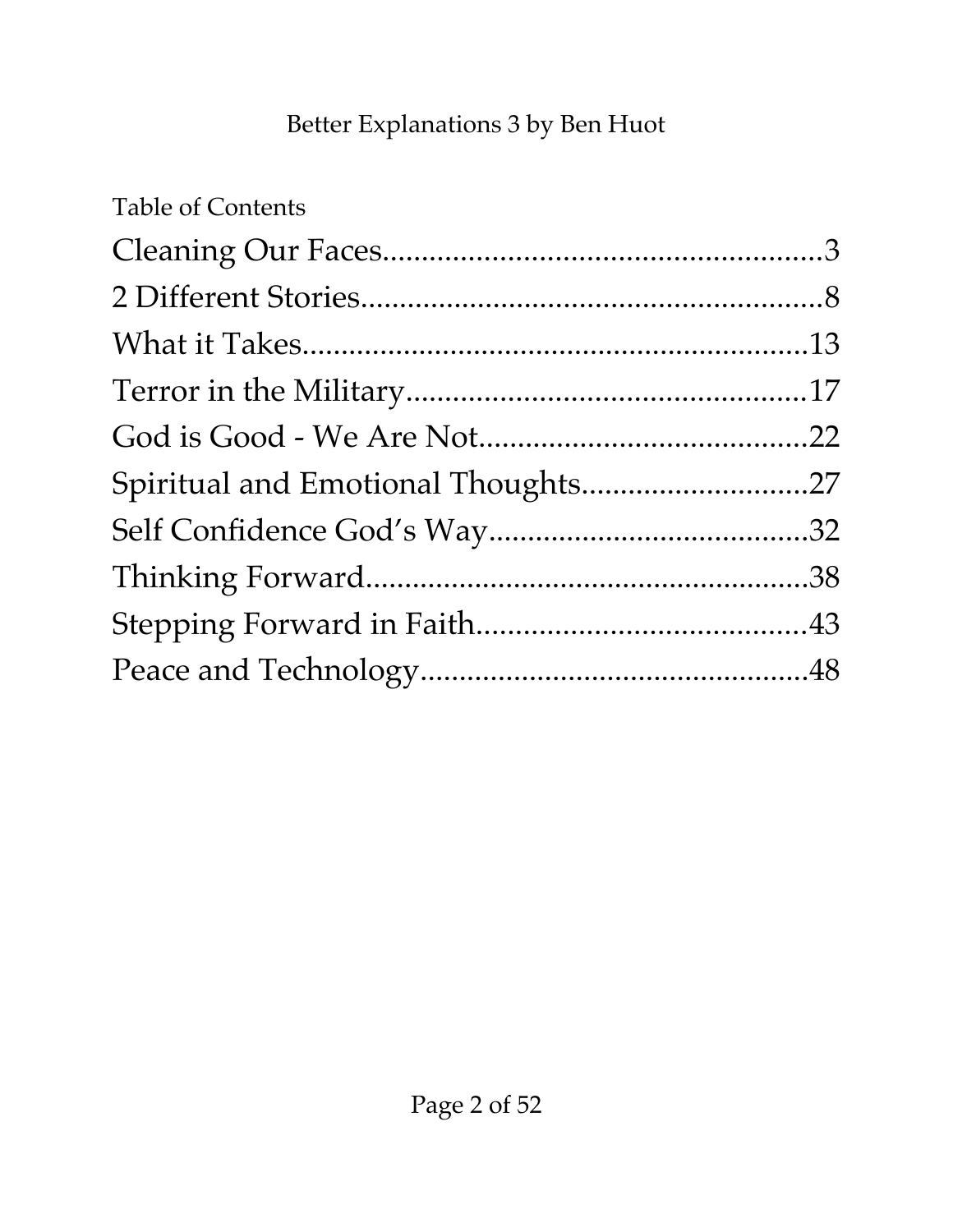Table of Contents

Cleaning Our Faces........................................................3

2 Different Stories...........................................................8

What it Takes.................................................................13

Terror in the Military....................................................17

God is Good - We Are Not...........................................22

Spiritual and Emotional Thoughts..............................27

Self Confidence God's Way..........................................32

Thinking Forward.........................................................38

Stepping Forward in Faith...........................................43

Peace and Technology..................................................48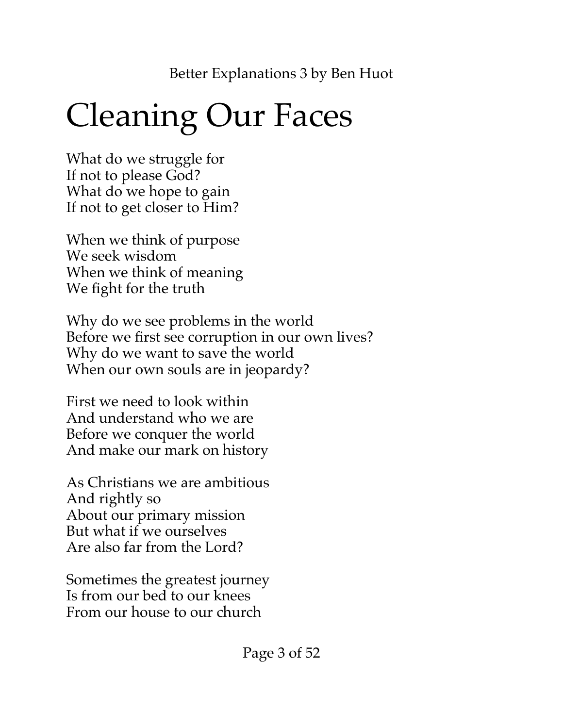# Cleaning Our Faces

What do we struggle for  
If not to please God?  
What do we hope to gain  
If not to get closer to Him?

When we think of purpose  
We seek wisdom  
When we think of meaning  
We fight for the truth

Why do we see problems in the world  
Before we first see corruption in our own lives?  
Why do we want to save the world  
When our own souls are in jeopardy?

First we need to look within  
And understand who we are  
Before we conquer the world  
And make our mark on history

As Christians we are ambitious  
And rightly so  
About our primary mission  
But what if we ourselves  
Are also far from the Lord?

Sometimes the greatest journey  
Is from our bed to our knees  
From our house to our church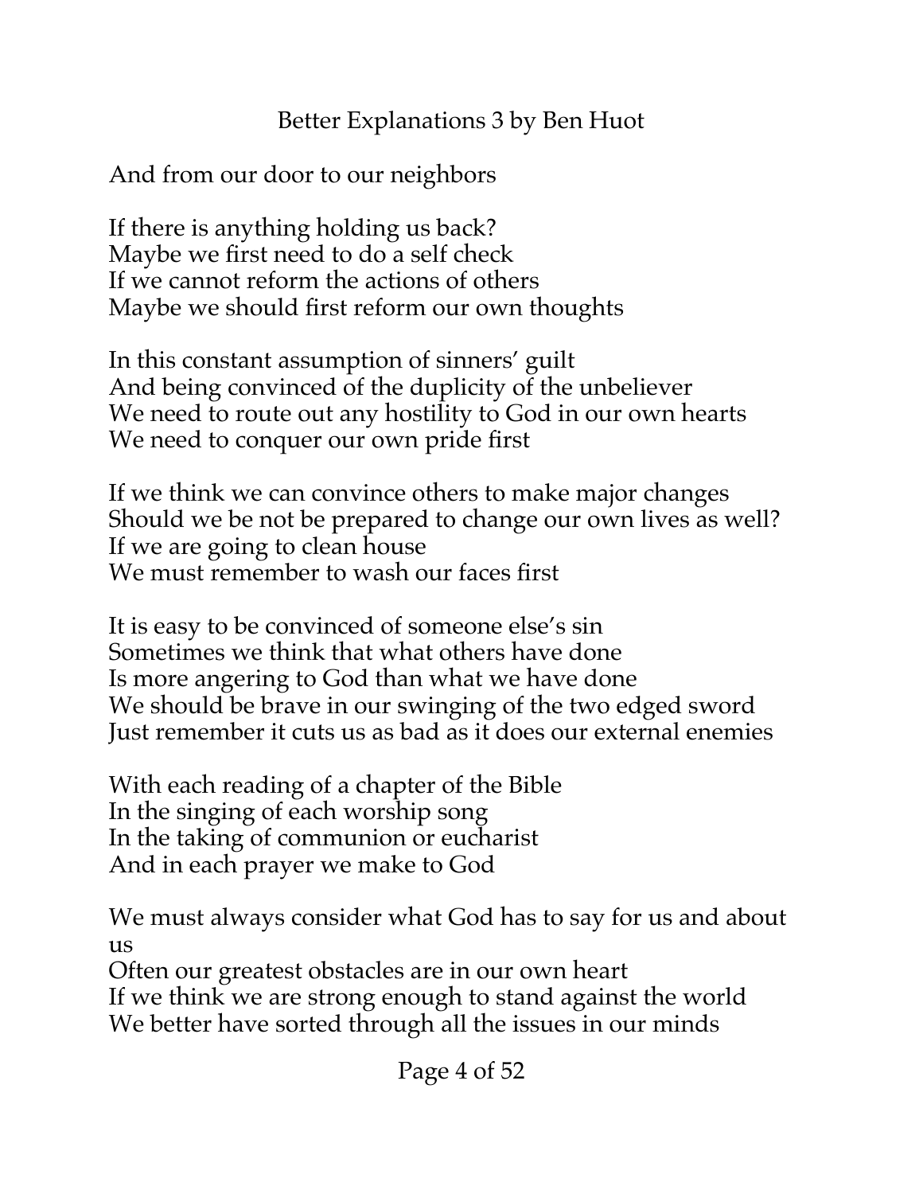And from our door to our neighbors

If there is anything holding us back?  
Maybe we first need to do a self check  
If we cannot reform the actions of others  
Maybe we should first reform our own thoughts

In this constant assumption of sinners' guilt  
And being convinced of the duplicity of the unbeliever  
We need to route out any hostility to God in our own hearts  
We need to conquer our own pride first

If we think we can convince others to make major changes  
Should we be not be prepared to change our own lives as well?  
If we are going to clean house  
We must remember to wash our faces first

It is easy to be convinced of someone else's sin  
Sometimes we think that what others have done  
Is more angering to God than what we have done  
We should be brave in our swinging of the two edged sword  
Just remember it cuts us as bad as it does our external enemies

With each reading of a chapter of the Bible  
In the singing of each worship song  
In the taking of communion or eucharist  
And in each prayer we make to God

We must always consider what God has to say for us and about us  
Often our greatest obstacles are in our own heart  
If we think we are strong enough to stand against the world  
We better have sorted through all the issues in our minds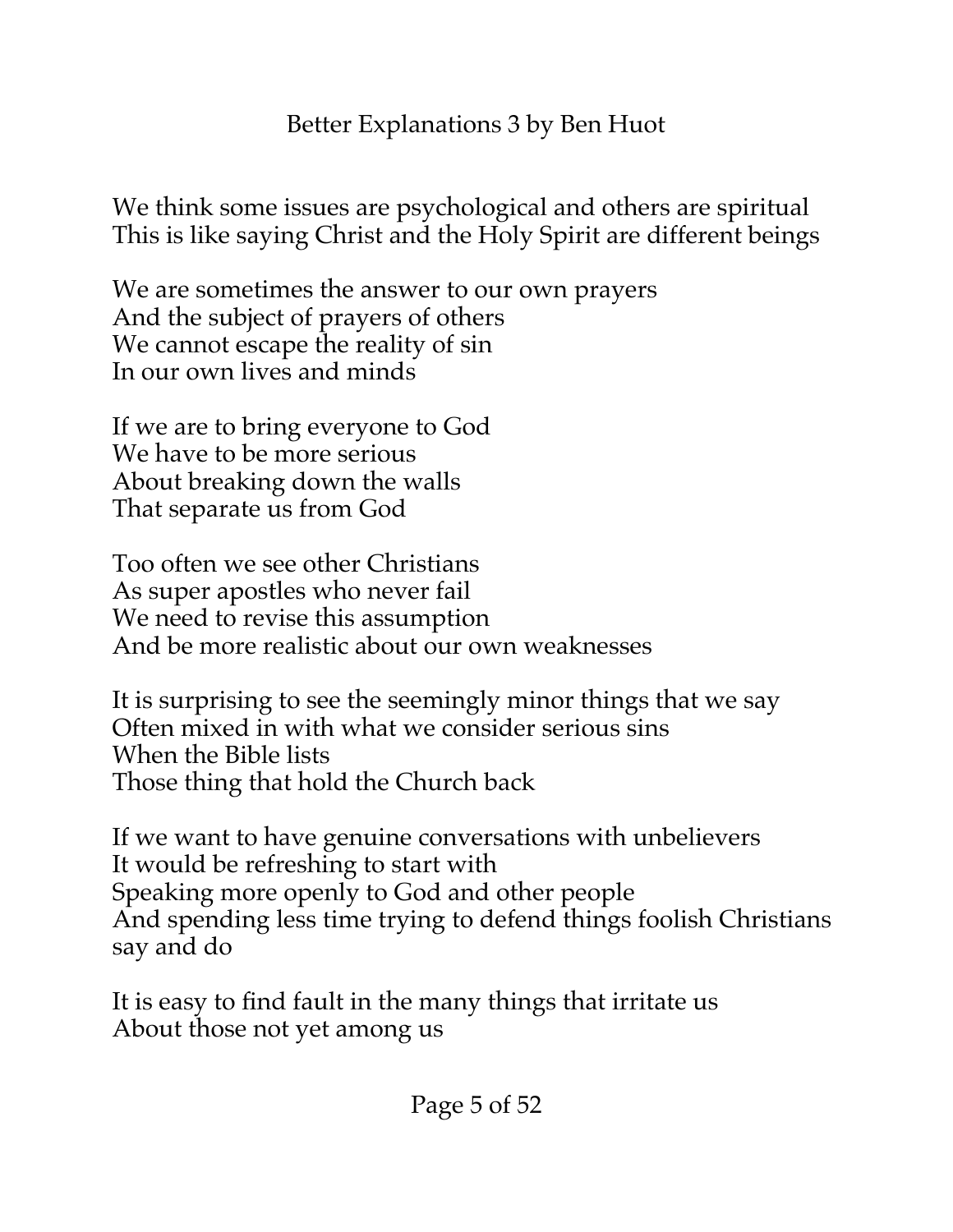We think some issues are psychological and others are spiritual
This is like saying Christ and the Holy Spirit are different beings

We are sometimes the answer to our own prayers
And the subject of prayers of others
We cannot escape the reality of sin
In our own lives and minds

If we are to bring everyone to God
We have to be more serious
About breaking down the walls
That separate us from God

Too often we see other Christians
As super apostles who never fail
We need to revise this assumption
And be more realistic about our own weaknesses

It is surprising to see the seemingly minor things that we say
Often mixed in with what we consider serious sins
When the Bible lists
Those thing that hold the Church back

If we want to have genuine conversations with unbelievers
It would be refreshing to start with
Speaking more openly to God and other people
And spending less time trying to defend things foolish Christians say and do

It is easy to find fault in the many things that irritate us
About those not yet among us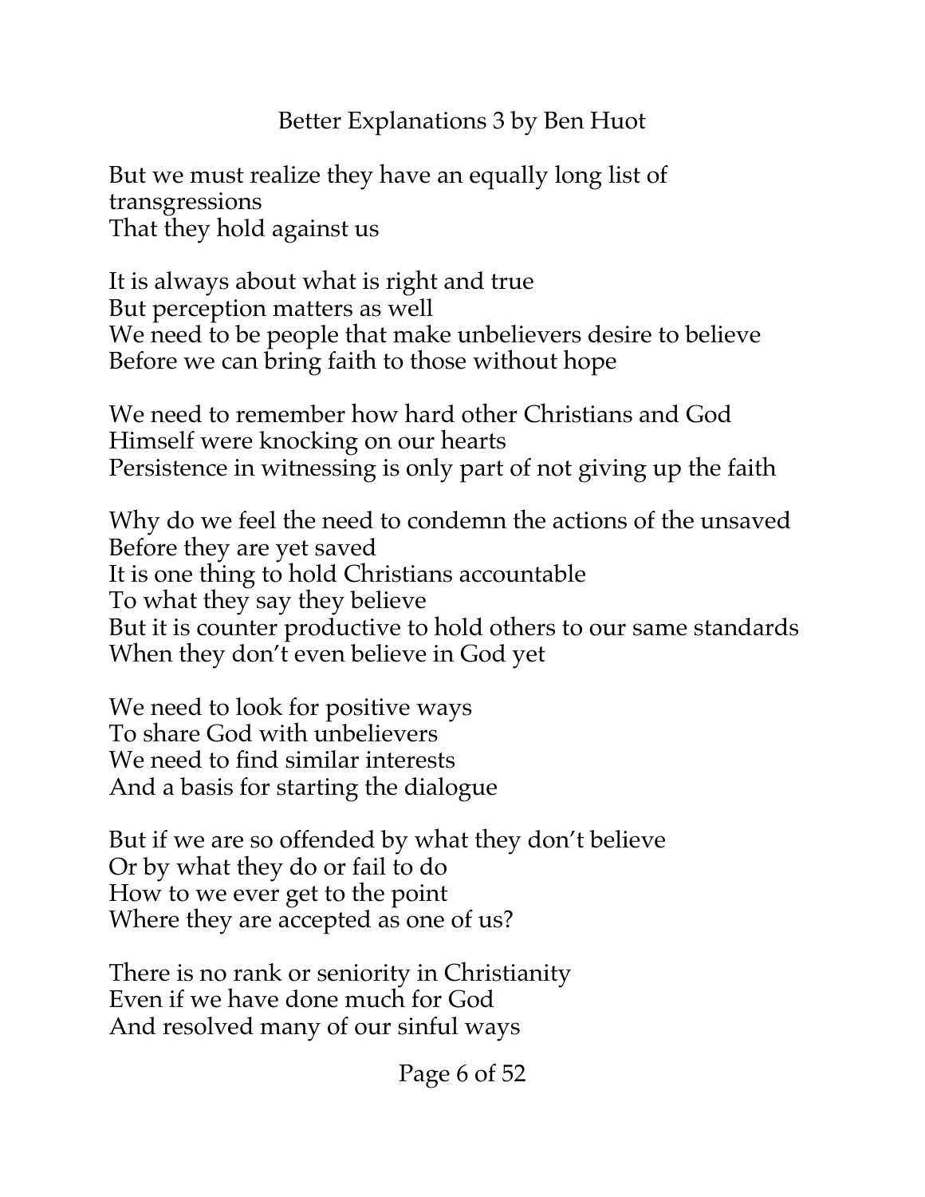But we must realize they have an equally long list of transgressions
That they hold against us

It is always about what is right and true
But perception matters as well
We need to be people that make unbelievers desire to believe
Before we can bring faith to those without hope

We need to remember how hard other Christians and God Himself were knocking on our hearts
Persistence in witnessing is only part of not giving up the faith

Why do we feel the need to condemn the actions of the unsaved
Before they are yet saved
It is one thing to hold Christians accountable
To what they say they believe
But it is counter productive to hold others to our same standards
When they don't even believe in God yet

We need to look for positive ways
To share God with unbelievers
We need to find similar interests
And a basis for starting the dialogue

But if we are so offended by what they don't believe
Or by what they do or fail to do
How to we ever get to the point
Where they are accepted as one of us?

There is no rank or seniority in Christianity
Even if we have done much for God
And resolved many of our sinful ways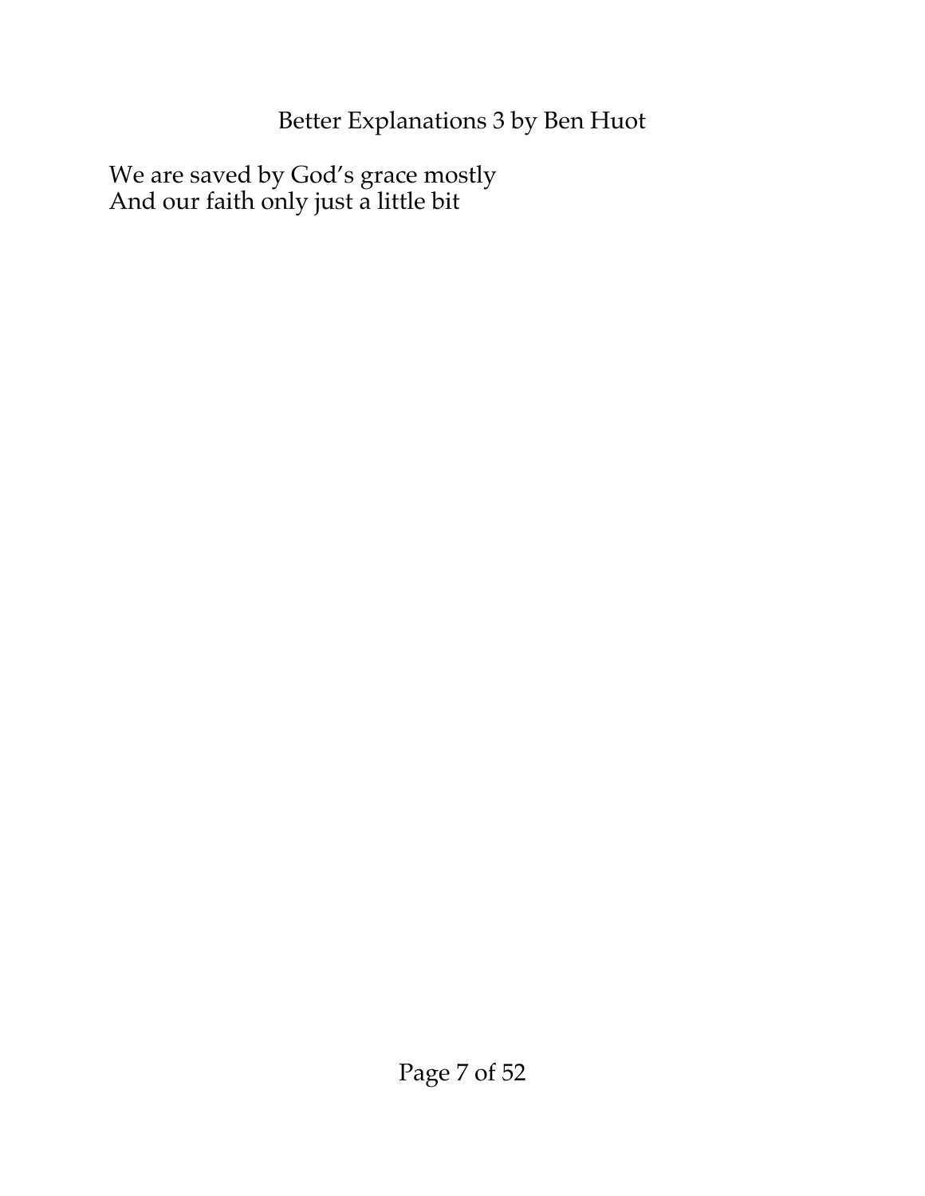We are saved by God's grace mostly  
And our faith only just a little bit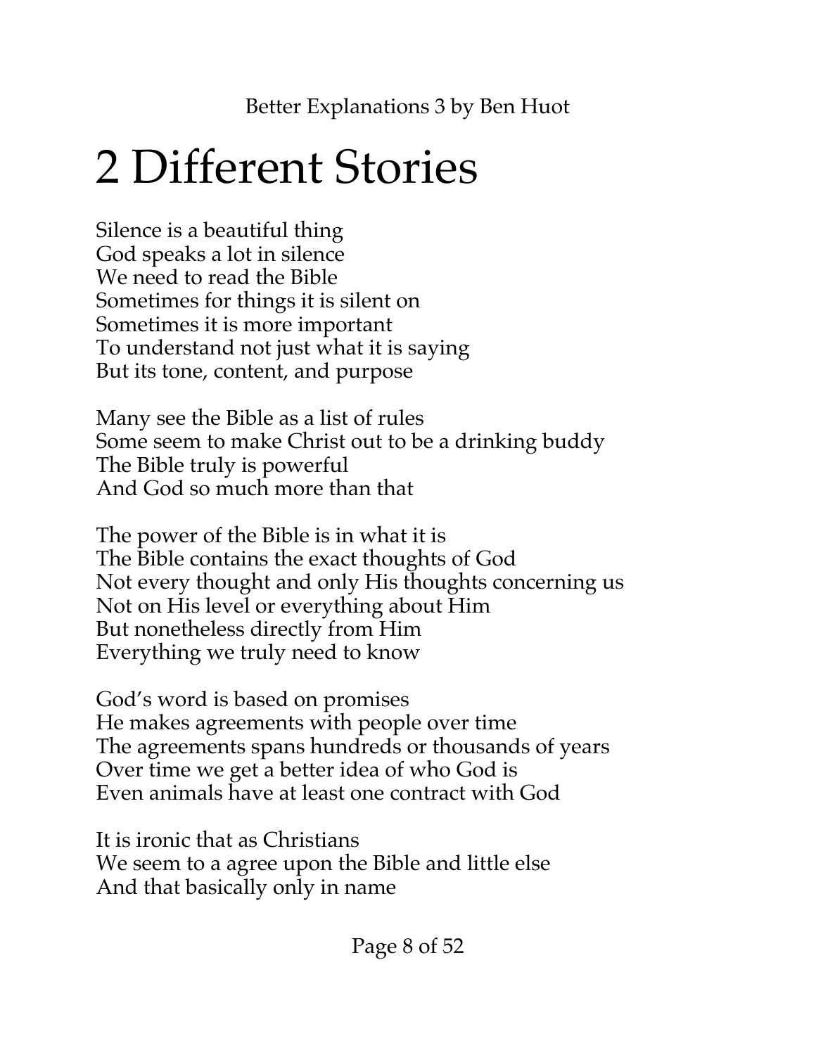# 2 Different Stories

Silence is a beautiful thing  
God speaks a lot in silence  
We need to read the Bible  
Sometimes for things it is silent on  
Sometimes it is more important  
To understand not just what it is saying  
But its tone, content, and purpose

Many see the Bible as a list of rules  
Some seem to make Christ out to be a drinking buddy  
The Bible truly is powerful  
And God so much more than that

The power of the Bible is in what it is  
The Bible contains the exact thoughts of God  
Not every thought and only His thoughts concerning us  
Not on His level or everything about Him  
But nonetheless directly from Him  
Everything we truly need to know

God's word is based on promises  
He makes agreements with people over time  
The agreements spans hundreds or thousands of years  
Over time we get a better idea of who God is  
Even animals have at least one contract with God

It is ironic that as Christians  
We seem to a agree upon the Bible and little else  
And that basically only in name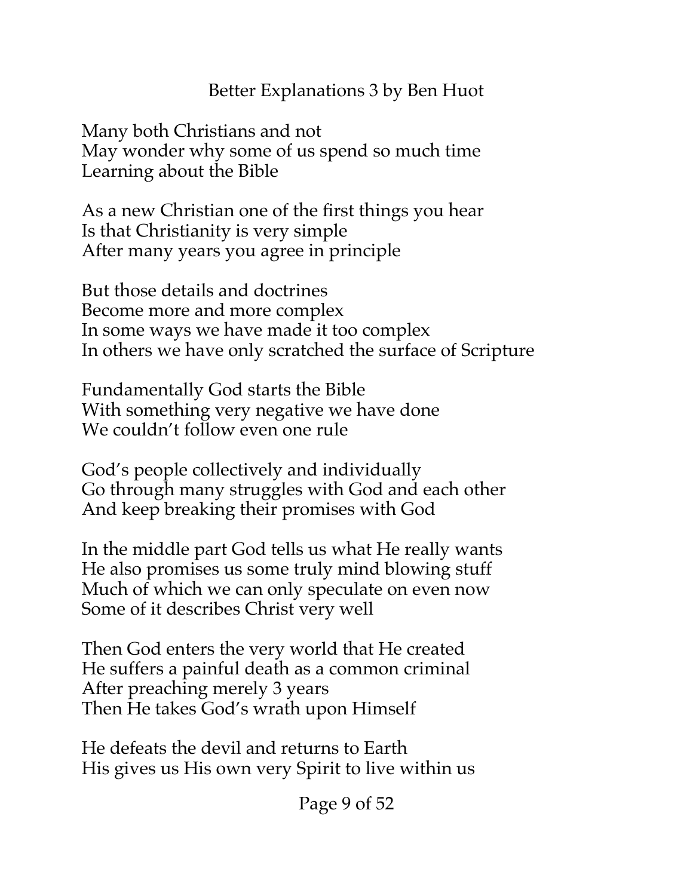# Better Explanations 3 by Ben Huot

Many both Christians and not
May wonder why some of us spend so much time
Learning about the Bible

As a new Christian one of the first things you hear
Is that Christianity is very simple
After many years you agree in principle

But those details and doctrines
Become more and more complex
In some ways we have made it too complex
In others we have only scratched the surface of Scripture

Fundamentally God starts the Bible
With something very negative we have done
We couldn't follow even one rule

God's people collectively and individually
Go through many struggles with God and each other
And keep breaking their promises with God

In the middle part God tells us what He really wants
He also promises us some truly mind blowing stuff
Much of which we can only speculate on even now
Some of it describes Christ very well

Then God enters the very world that He created
He suffers a painful death as a common criminal
After preaching merely 3 years
Then He takes God's wrath upon Himself

He defeats the devil and returns to Earth
His gives us His own very Spirit to live within us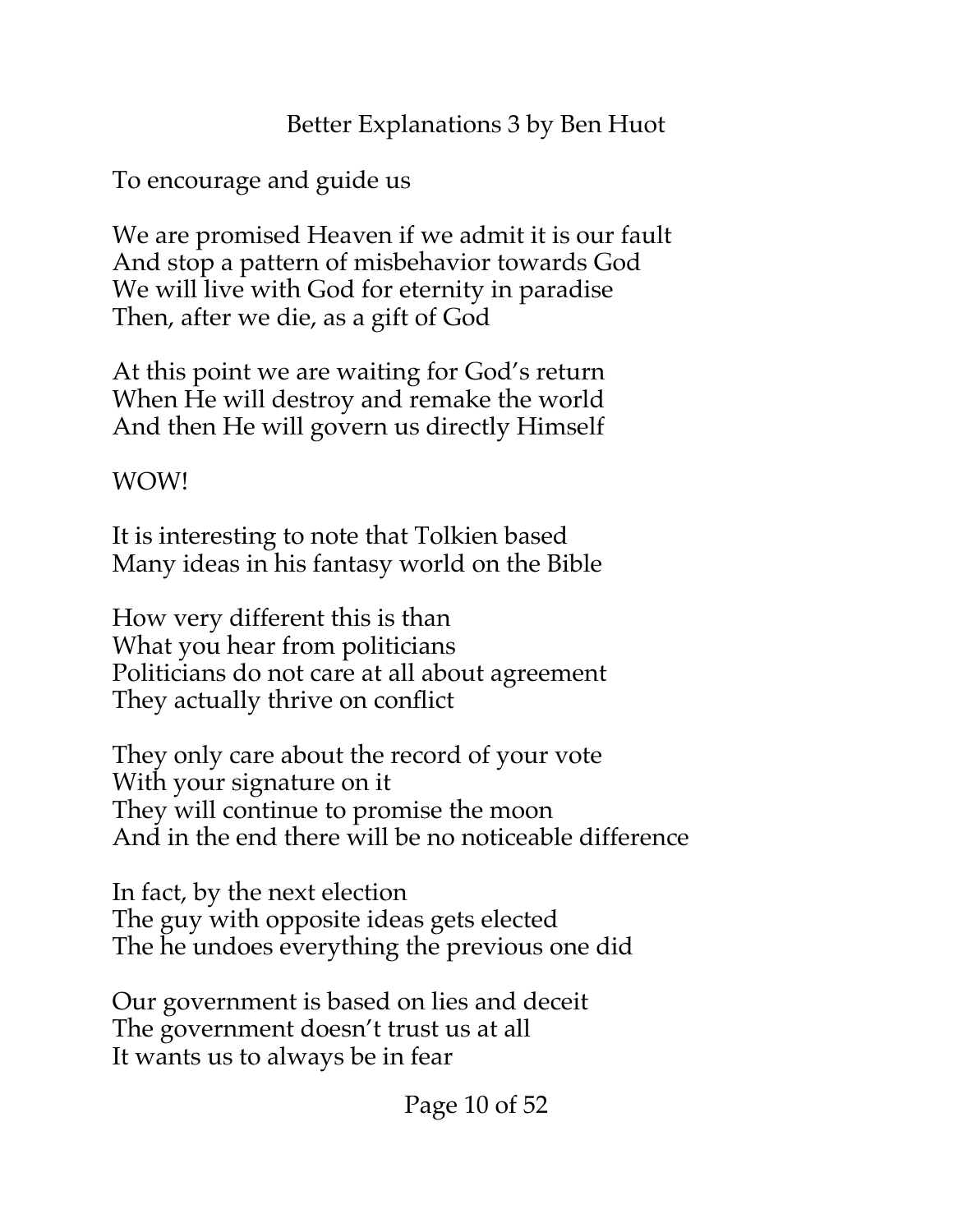To encourage and guide us

We are promised Heaven if we admit it is our fault
And stop a pattern of misbehavior towards God
We will live with God for eternity in paradise
Then, after we die, as a gift of God

At this point we are waiting for God's return
When He will destroy and remake the world
And then He will govern us directly Himself

WOW!

It is interesting to note that Tolkien based
Many ideas in his fantasy world on the Bible

How very different this is than
What you hear from politicians
Politicians do not care at all about agreement
They actually thrive on conflict

They only care about the record of your vote
With your signature on it
They will continue to promise the moon
And in the end there will be no noticeable difference

In fact, by the next election
The guy with opposite ideas gets elected
The he undoes everything the previous one did

Our government is based on lies and deceit
The government doesn't trust us at all
It wants us to always be in fear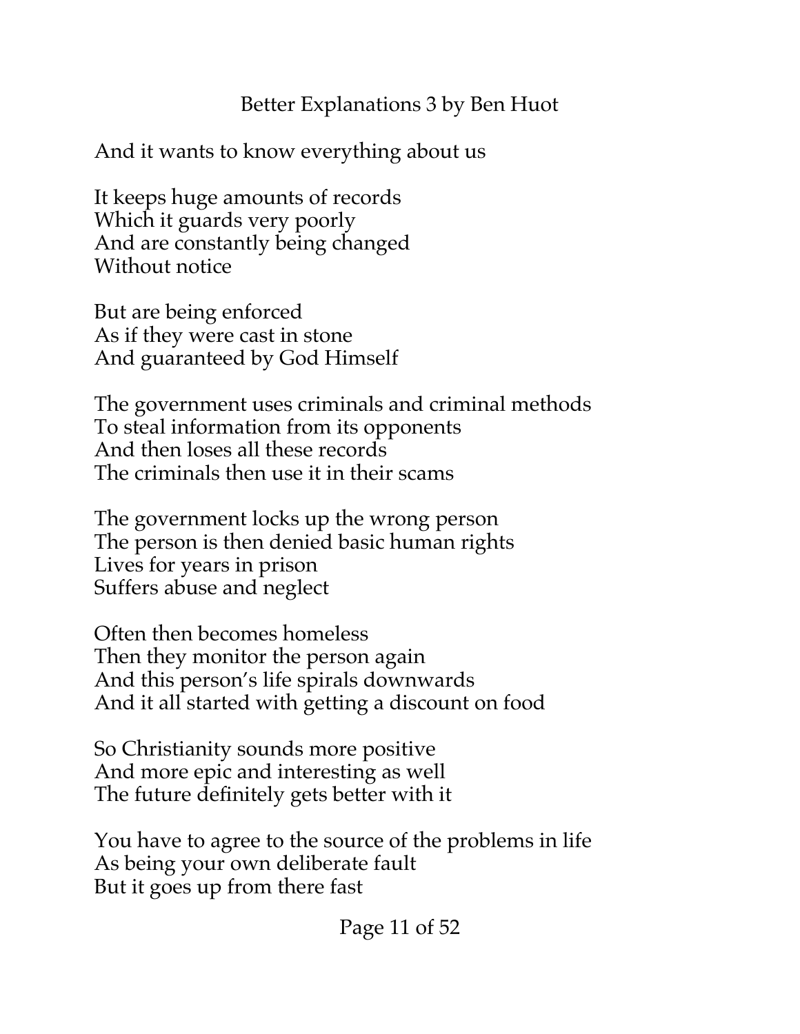And it wants to know everything about us

It keeps huge amounts of records
Which it guards very poorly
And are constantly being changed
Without notice

But are being enforced
As if they were cast in stone
And guaranteed by God Himself

The government uses criminals and criminal methods
To steal information from its opponents
And then loses all these records
The criminals then use it in their scams

The government locks up the wrong person
The person is then denied basic human rights
Lives for years in prison
Suffers abuse and neglect

Often then becomes homeless
Then they monitor the person again
And this person's life spirals downwards
And it all started with getting a discount on food

So Christianity sounds more positive
And more epic and interesting as well
The future definitely gets better with it

You have to agree to the source of the problems in life
As being your own deliberate fault
But it goes up from there fast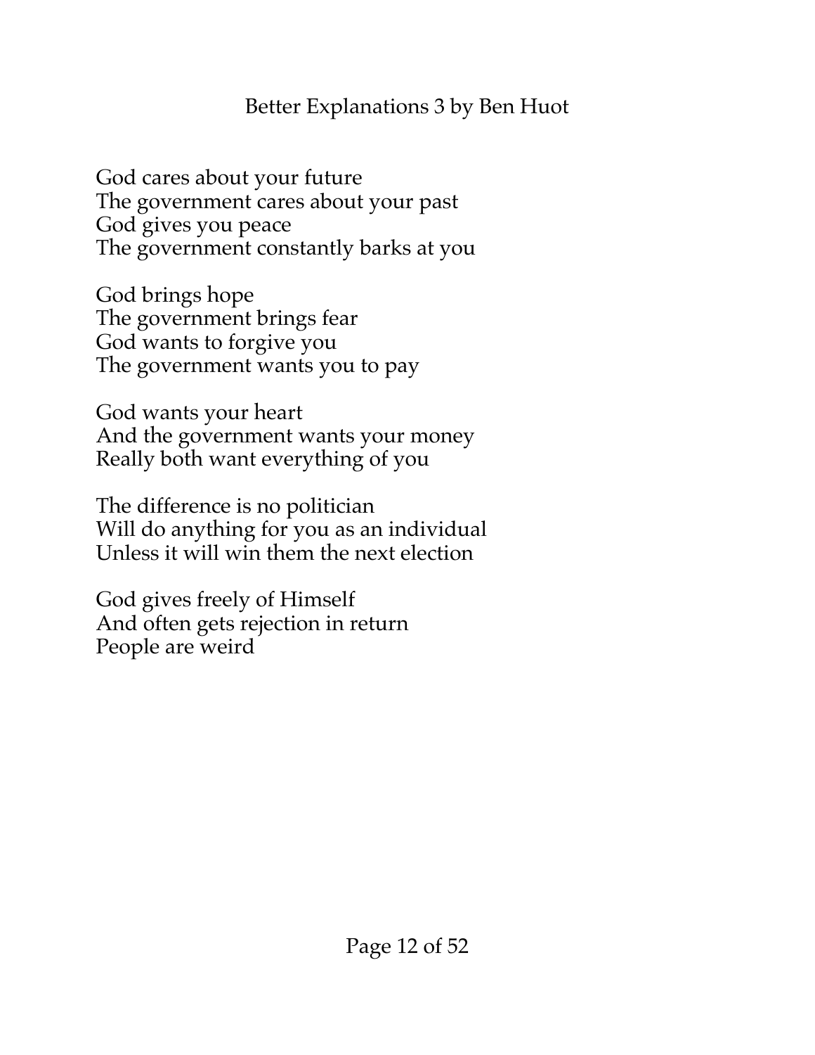God cares about your future
The government cares about your past
God gives you peace
The government constantly barks at you

God brings hope
The government brings fear
God wants to forgive you
The government wants you to pay

God wants your heart
And the government wants your money
Really both want everything of you

The difference is no politician
Will do anything for you as an individual
Unless it will win them the next election

God gives freely of Himself
And often gets rejection in return
People are weird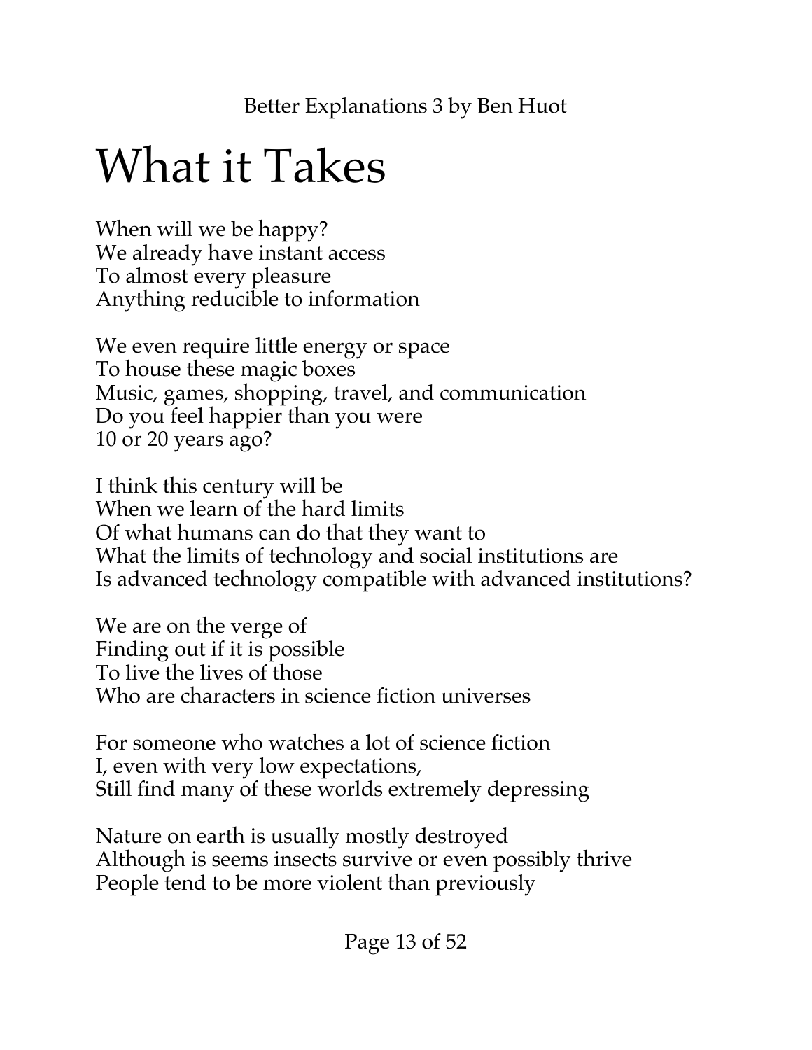# What it Takes

When will we be happy?
We already have instant access
To almost every pleasure
Anything reducible to information

We even require little energy or space
To house these magic boxes
Music, games, shopping, travel, and communication
Do you feel happier than you were
10 or 20 years ago?

I think this century will be
When we learn of the hard limits
Of what humans can do that they want to
What the limits of technology and social institutions are
Is advanced technology compatible with advanced institutions?

We are on the verge of
Finding out if it is possible
To live the lives of those
Who are characters in science fiction universes

For someone who watches a lot of science fiction
I, even with very low expectations,
Still find many of these worlds extremely depressing

Nature on earth is usually mostly destroyed
Although is seems insects survive or even possibly thrive
People tend to be more violent than previously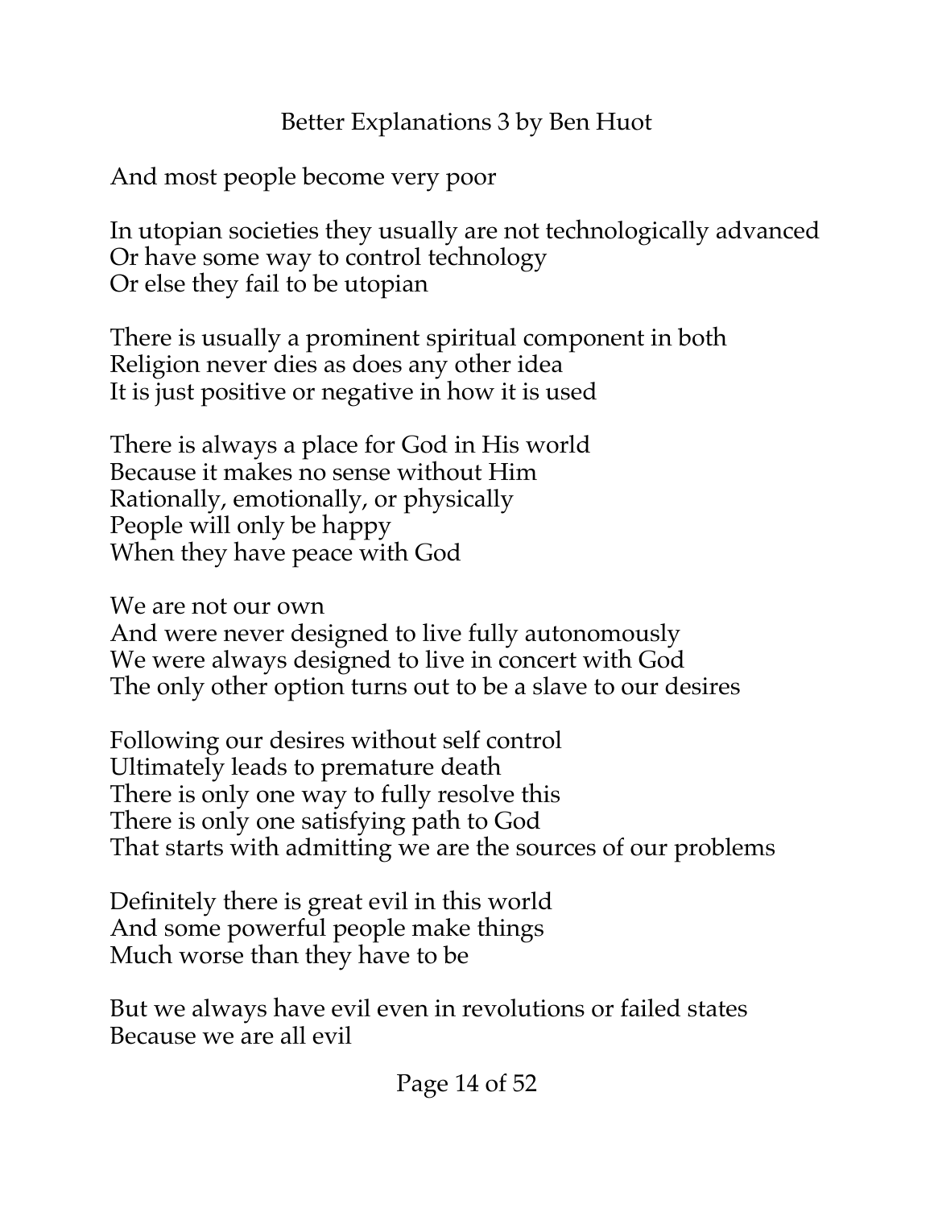And most people become very poor

In utopian societies they usually are not technologically advanced
Or have some way to control technology
Or else they fail to be utopian

There is usually a prominent spiritual component in both
Religion never dies as does any other idea
It is just positive or negative in how it is used

There is always a place for God in His world
Because it makes no sense without Him
Rationally, emotionally, or physically
People will only be happy
When they have peace with God

We are not our own
And were never designed to live fully autonomously
We were always designed to live in concert with God
The only other option turns out to be a slave to our desires

Following our desires without self control
Ultimately leads to premature death
There is only one way to fully resolve this
There is only one satisfying path to God
That starts with admitting we are the sources of our problems

Definitely there is great evil in this world
And some powerful people make things
Much worse than they have to be

But we always have evil even in revolutions or failed states
Because we are all evil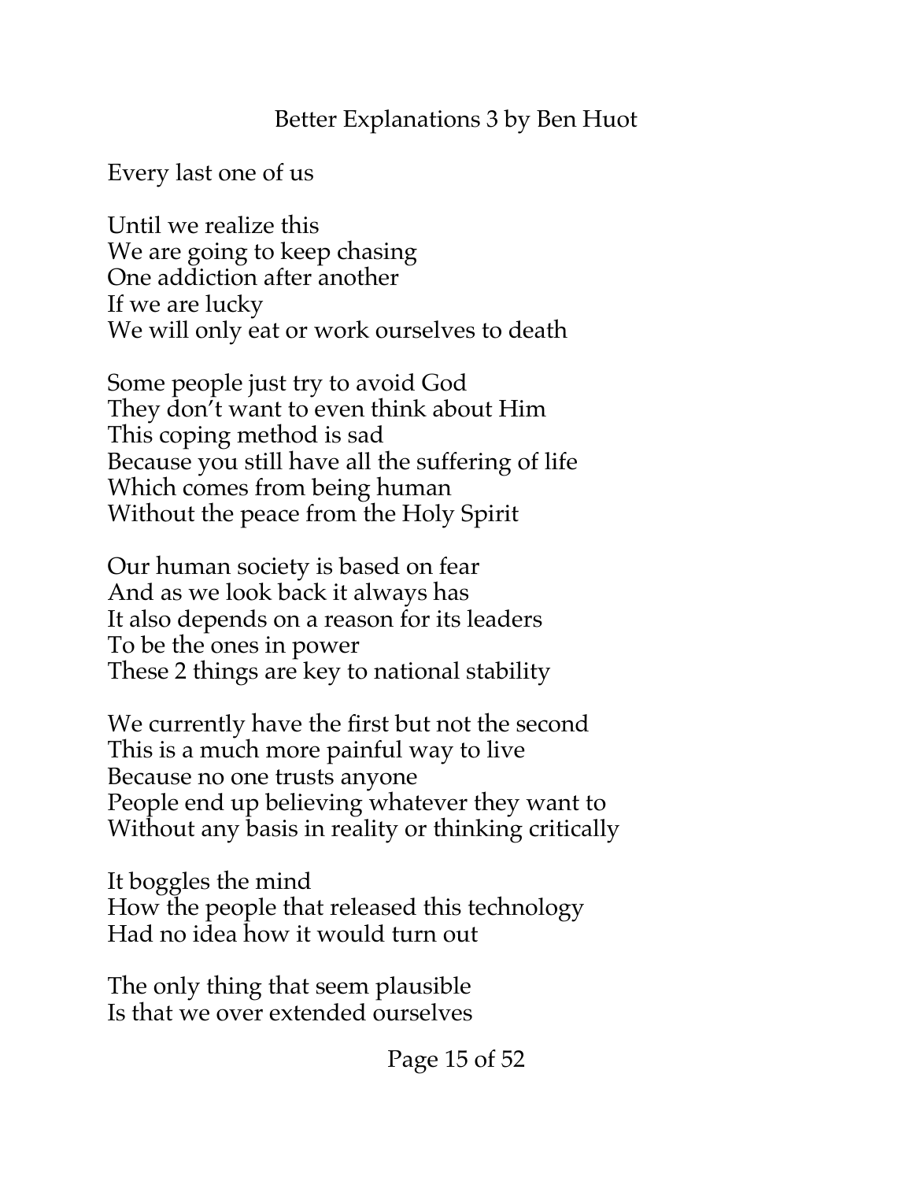Every last one of us

Until we realize this  
We are going to keep chasing  
One addiction after another  
If we are lucky  
We will only eat or work ourselves to death

Some people just try to avoid God  
They don't want to even think about Him  
This coping method is sad  
Because you still have all the suffering of life  
Which comes from being human  
Without the peace from the Holy Spirit

Our human society is based on fear  
And as we look back it always has  
It also depends on a reason for its leaders  
To be the ones in power  
These 2 things are key to national stability

We currently have the first but not the second  
This is a much more painful way to live  
Because no one trusts anyone  
People end up believing whatever they want to  
Without any basis in reality or thinking critically

It boggles the mind  
How the people that released this technology  
Had no idea how it would turn out

The only thing that seem plausible  
Is that we over extended ourselves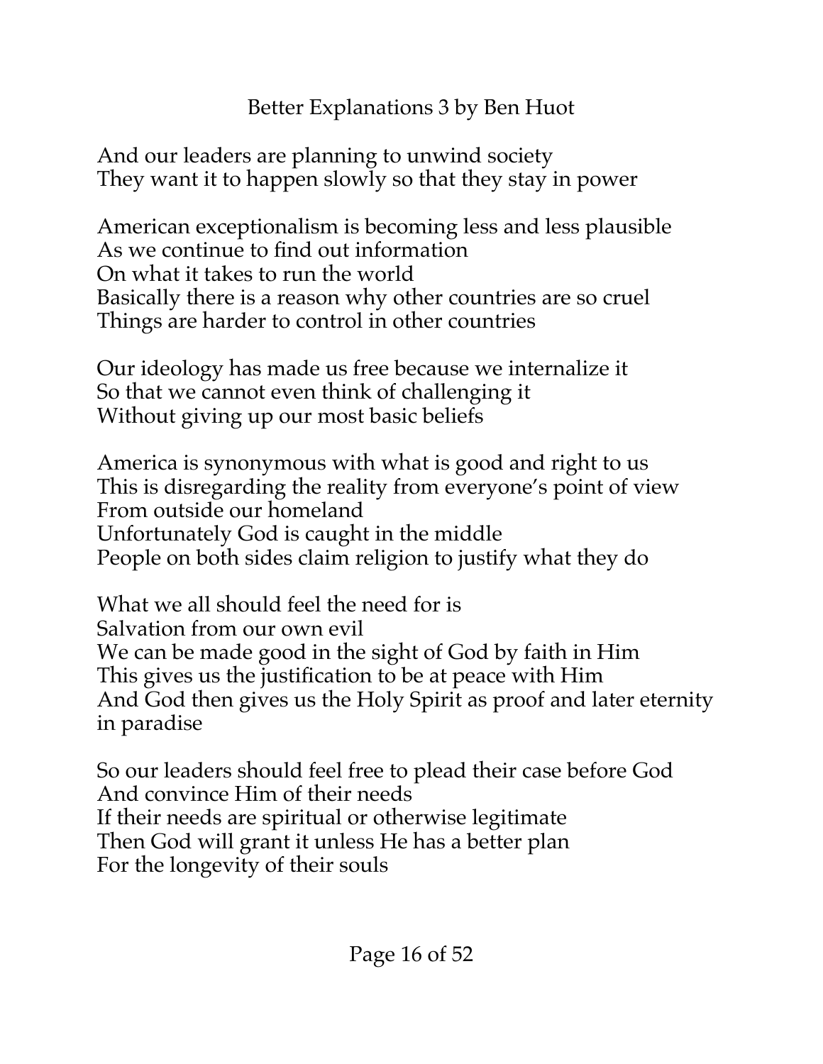And our leaders are planning to unwind society
They want it to happen slowly so that they stay in power

American exceptionalism is becoming less and less plausible
As we continue to find out information
On what it takes to run the world
Basically there is a reason why other countries are so cruel
Things are harder to control in other countries

Our ideology has made us free because we internalize it
So that we cannot even think of challenging it
Without giving up our most basic beliefs

America is synonymous with what is good and right to us
This is disregarding the reality from everyone's point of view
From outside our homeland
Unfortunately God is caught in the middle
People on both sides claim religion to justify what they do

What we all should feel the need for is
Salvation from our own evil
We can be made good in the sight of God by faith in Him
This gives us the justification to be at peace with Him
And God then gives us the Holy Spirit as proof and later eternity in paradise

So our leaders should feel free to plead their case before God
And convince Him of their needs
If their needs are spiritual or otherwise legitimate
Then God will grant it unless He has a better plan
For the longevity of their souls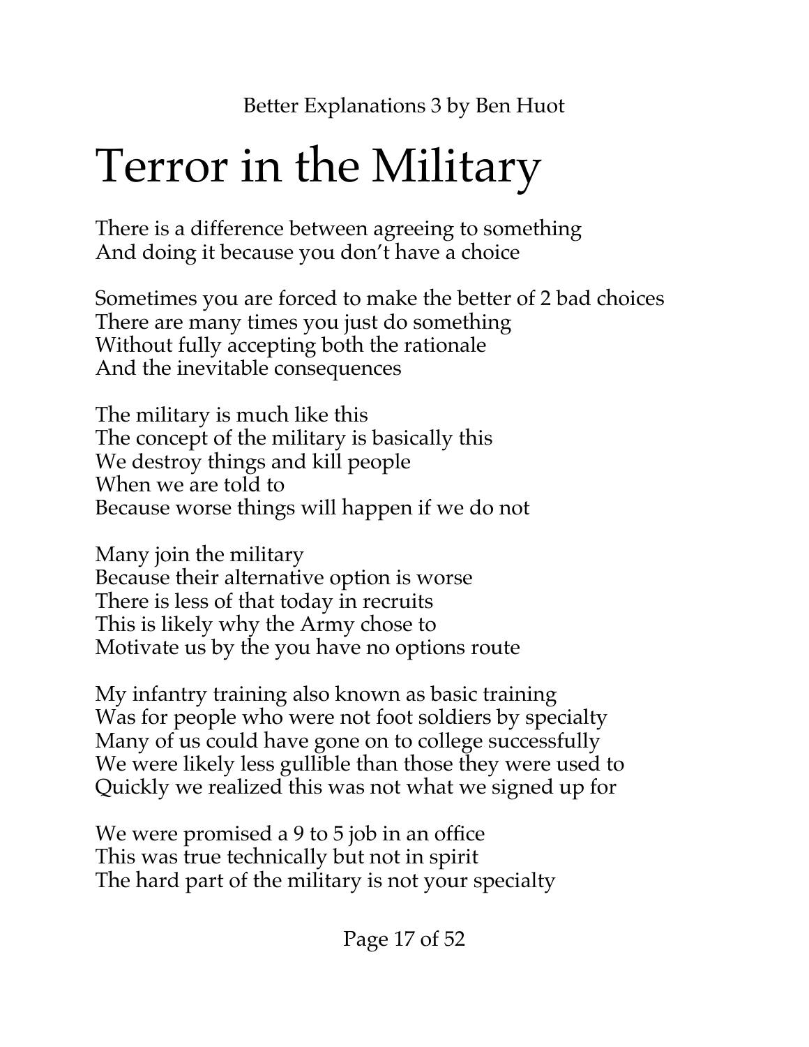# Terror in the Military

There is a difference between agreeing to something
And doing it because you don't have a choice

Sometimes you are forced to make the better of 2 bad choices
There are many times you just do something
Without fully accepting both the rationale
And the inevitable consequences

The military is much like this
The concept of the military is basically this
We destroy things and kill people
When we are told to
Because worse things will happen if we do not

Many join the military
Because their alternative option is worse
There is less of that today in recruits
This is likely why the Army chose to
Motivate us by the you have no options route

My infantry training also known as basic training
Was for people who were not foot soldiers by specialty
Many of us could have gone on to college successfully
We were likely less gullible than those they were used to
Quickly we realized this was not what we signed up for

We were promised a 9 to 5 job in an office
This was true technically but not in spirit
The hard part of the military is not your specialty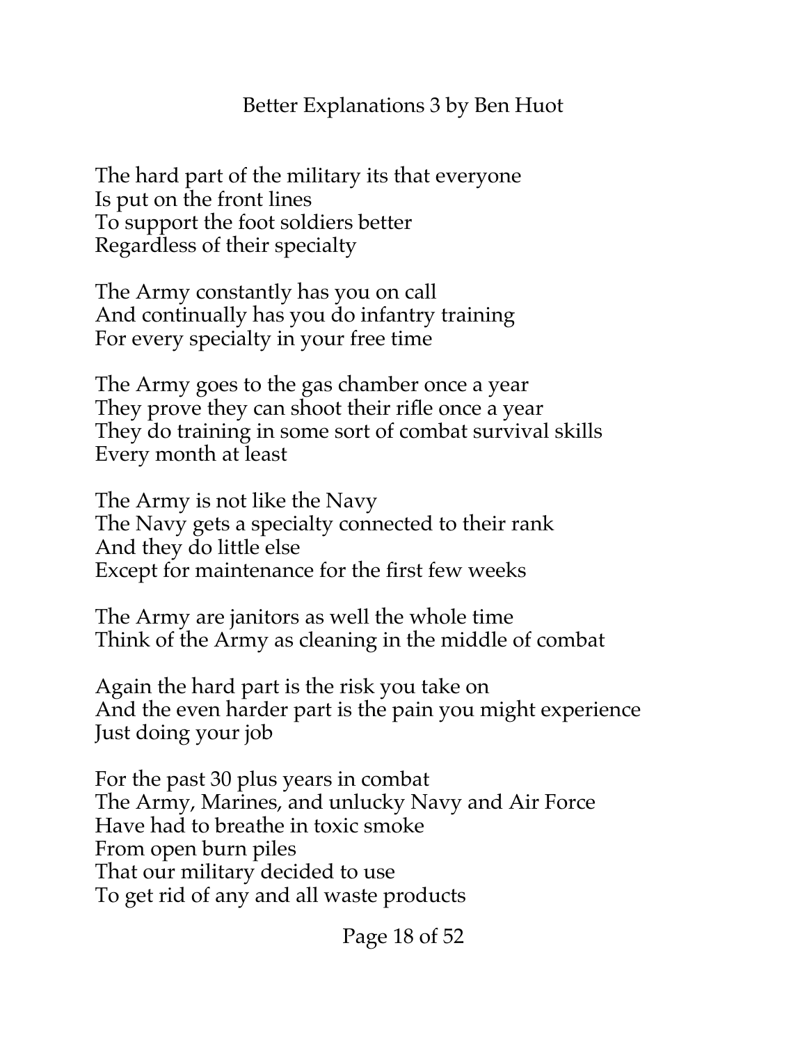The hard part of the military its that everyone
Is put on the front lines
To support the foot soldiers better
Regardless of their specialty

The Army constantly has you on call
And continually has you do infantry training
For every specialty in your free time

The Army goes to the gas chamber once a year
They prove they can shoot their rifle once a year
They do training in some sort of combat survival skills
Every month at least

The Army is not like the Navy
The Navy gets a specialty connected to their rank
And they do little else
Except for maintenance for the first few weeks

The Army are janitors as well the whole time
Think of the Army as cleaning in the middle of combat

Again the hard part is the risk you take on
And the even harder part is the pain you might experience
Just doing your job

For the past 30 plus years in combat
The Army, Marines, and unlucky Navy and Air Force
Have had to breathe in toxic smoke
From open burn piles
That our military decided to use
To get rid of any and all waste products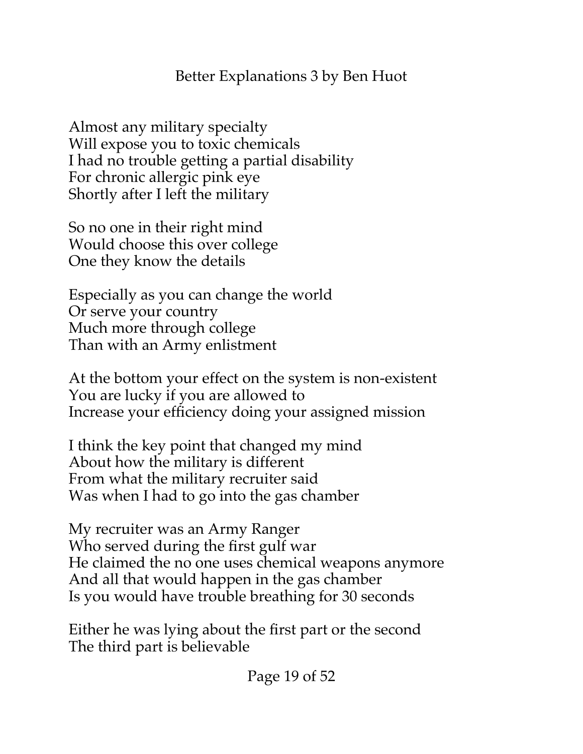Almost any military specialty
Will expose you to toxic chemicals
I had no trouble getting a partial disability
For chronic allergic pink eye
Shortly after I left the military

So no one in their right mind
Would choose this over college
One they know the details

Especially as you can change the world
Or serve your country
Much more through college
Than with an Army enlistment

At the bottom your effect on the system is non-existent
You are lucky if you are allowed to
Increase your efficiency doing your assigned mission

I think the key point that changed my mind
About how the military is different
From what the military recruiter said
Was when I had to go into the gas chamber

My recruiter was an Army Ranger
Who served during the first gulf war
He claimed the no one uses chemical weapons anymore
And all that would happen in the gas chamber
Is you would have trouble breathing for 30 seconds

Either he was lying about the first part or the second
The third part is believable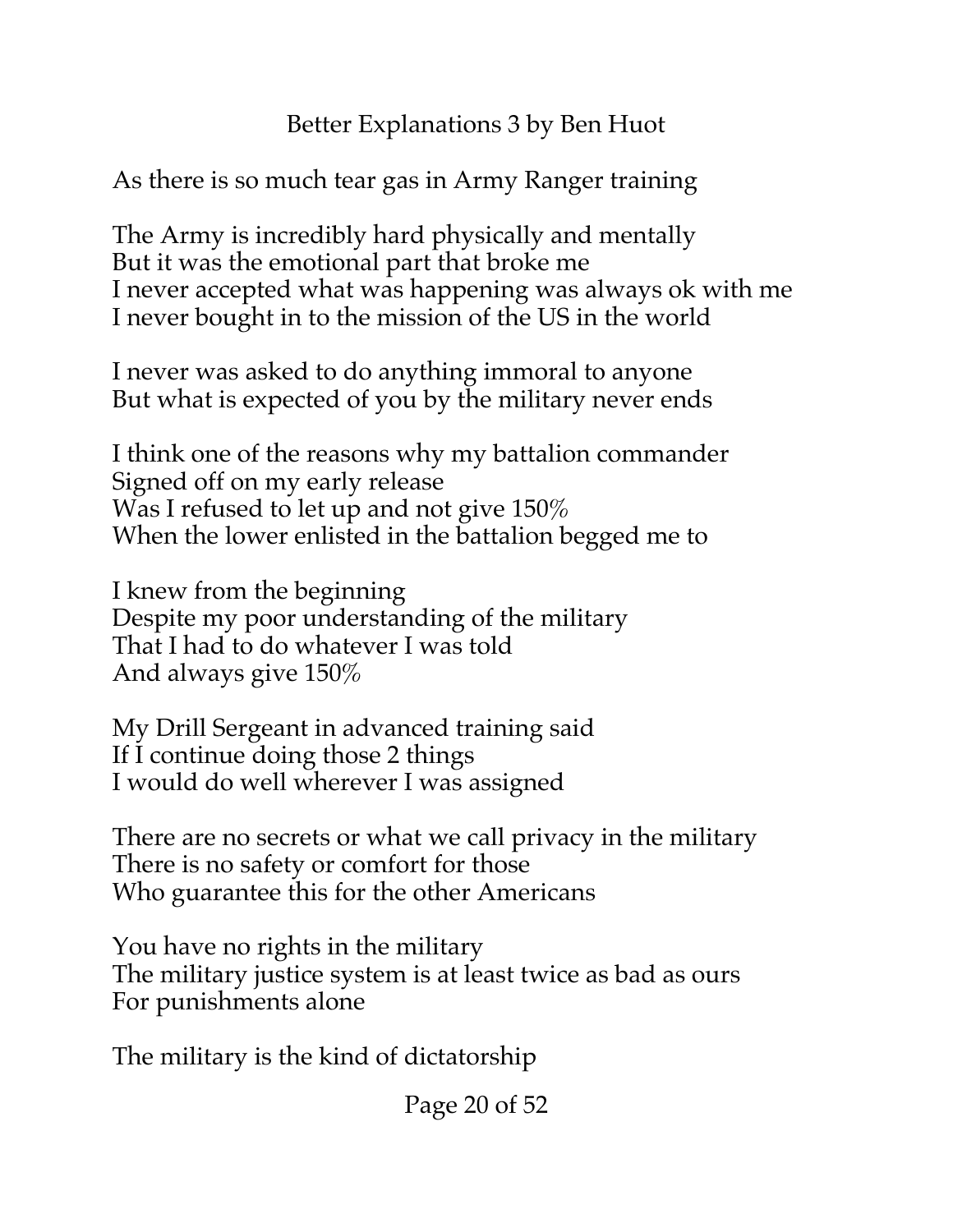Better Explanations 3 by Ben Huot

As there is so much tear gas in Army Ranger training

The Army is incredibly hard physically and mentally
But it was the emotional part that broke me
I never accepted what was happening was always ok with me
I never bought in to the mission of the US in the world

I never was asked to do anything immoral to anyone
But what is expected of you by the military never ends

I think one of the reasons why my battalion commander
Signed off on my early release
Was I refused to let up and not give 150%
When the lower enlisted in the battalion begged me to

I knew from the beginning
Despite my poor understanding of the military
That I had to do whatever I was told
And always give 150%

My Drill Sergeant in advanced training said
If I continue doing those 2 things
I would do well wherever I was assigned

There are no secrets or what we call privacy in the military
There is no safety or comfort for those
Who guarantee this for the other Americans

You have no rights in the military
The military justice system is at least twice as bad as ours
For punishments alone

The military is the kind of dictatorship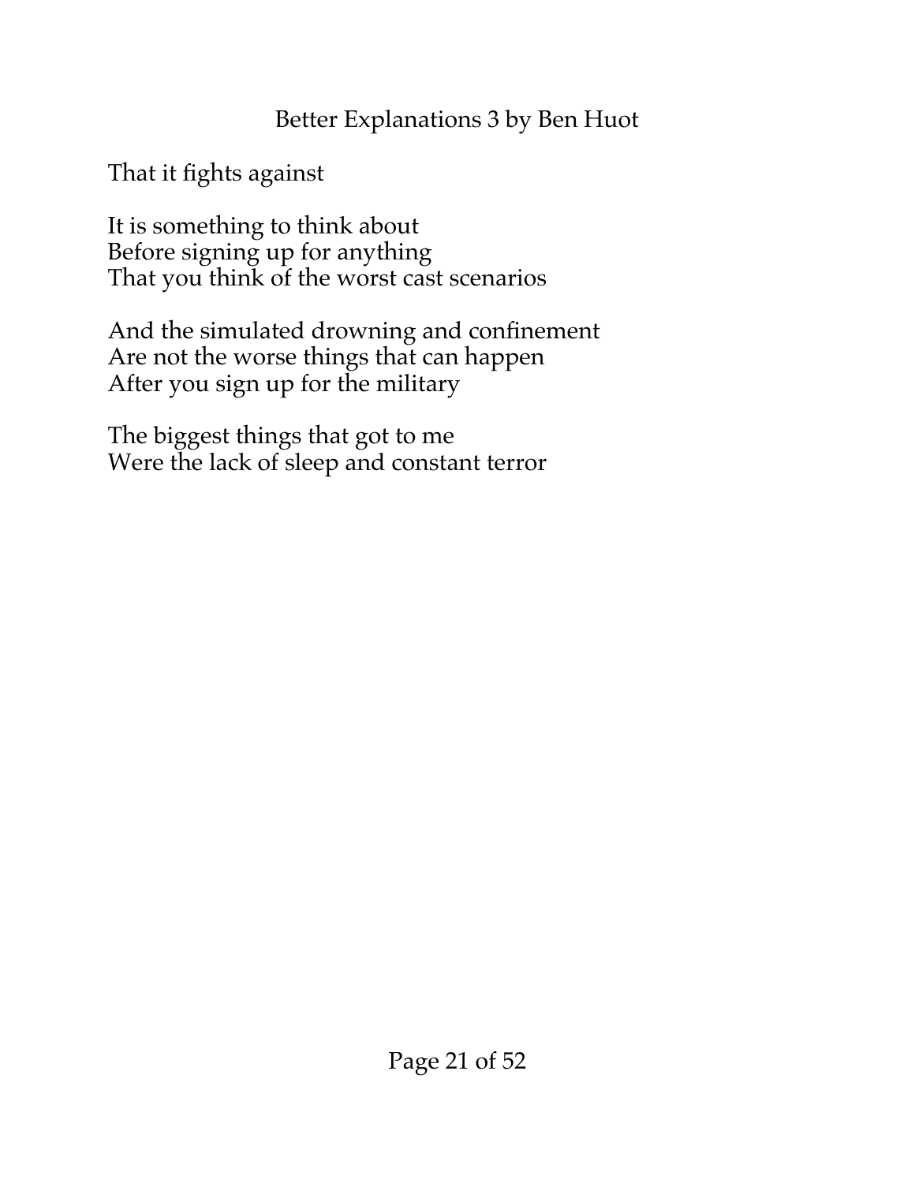That it fights against

It is something to think about
Before signing up for anything
That you think of the worst cast scenarios

And the simulated drowning and confinement
Are not the worse things that can happen
After you sign up for the military

The biggest things that got to me
Were the lack of sleep and constant terror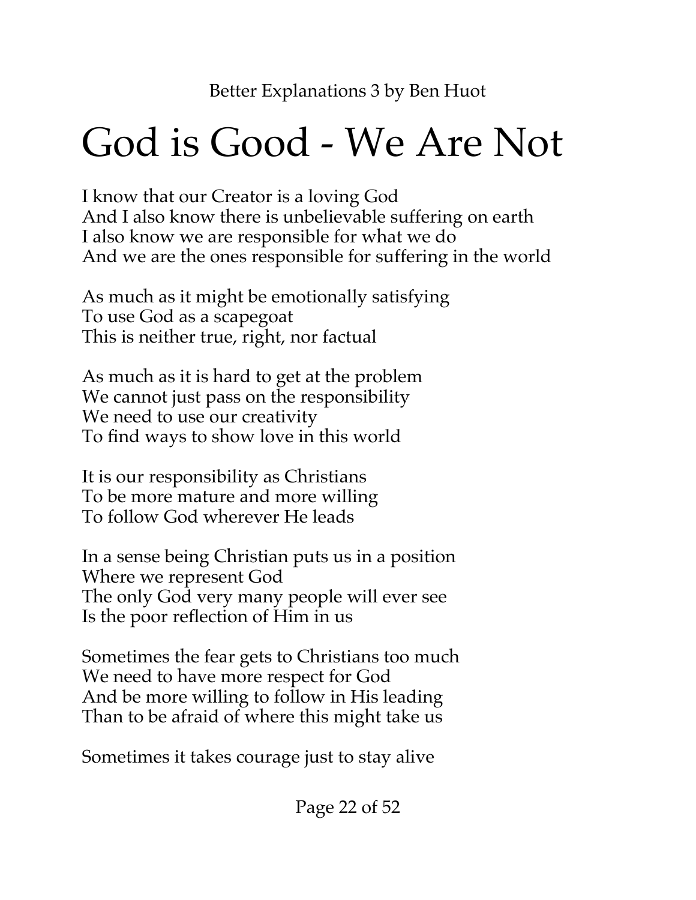# God is Good - We Are Not

I know that our Creator is a loving God
And I also know there is unbelievable suffering on earth
I also know we are responsible for what we do
And we are the ones responsible for suffering in the world

As much as it might be emotionally satisfying
To use God as a scapegoat
This is neither true, right, nor factual

As much as it is hard to get at the problem
We cannot just pass on the responsibility
We need to use our creativity
To find ways to show love in this world

It is our responsibility as Christians
To be more mature and more willing
To follow God wherever He leads

In a sense being Christian puts us in a position
Where we represent God
The only God very many people will ever see
Is the poor reflection of Him in us

Sometimes the fear gets to Christians too much
We need to have more respect for God
And be more willing to follow in His leading
Than to be afraid of where this might take us

Sometimes it takes courage just to stay alive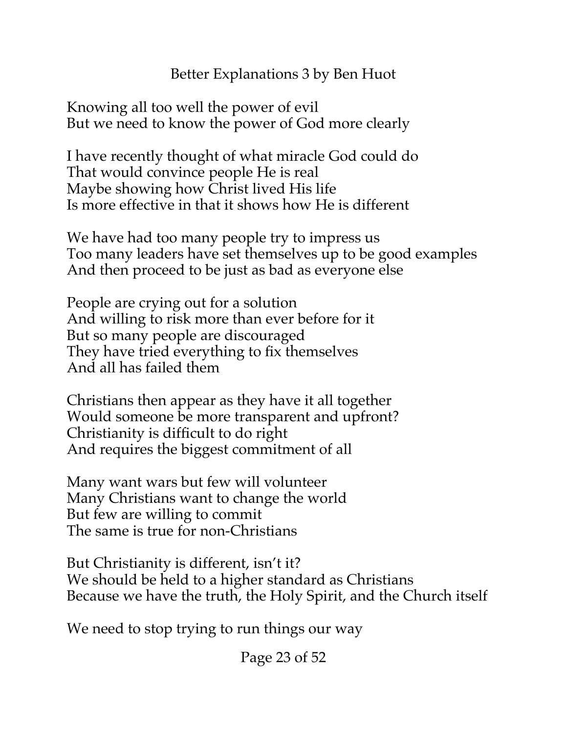Knowing all too well the power of evil
But we need to know the power of God more clearly

I have recently thought of what miracle God could do
That would convince people He is real
Maybe showing how Christ lived His life
Is more effective in that it shows how He is different

We have had too many people try to impress us
Too many leaders have set themselves up to be good examples
And then proceed to be just as bad as everyone else

People are crying out for a solution
And willing to risk more than ever before for it
But so many people are discouraged
They have tried everything to fix themselves
And all has failed them

Christians then appear as they have it all together
Would someone be more transparent and upfront?
Christianity is difficult to do right
And requires the biggest commitment of all

Many want wars but few will volunteer
Many Christians want to change the world
But few are willing to commit
The same is true for non-Christians

But Christianity is different, isn't it?
We should be held to a higher standard as Christians
Because we have the truth, the Holy Spirit, and the Church itself

We need to stop trying to run things our way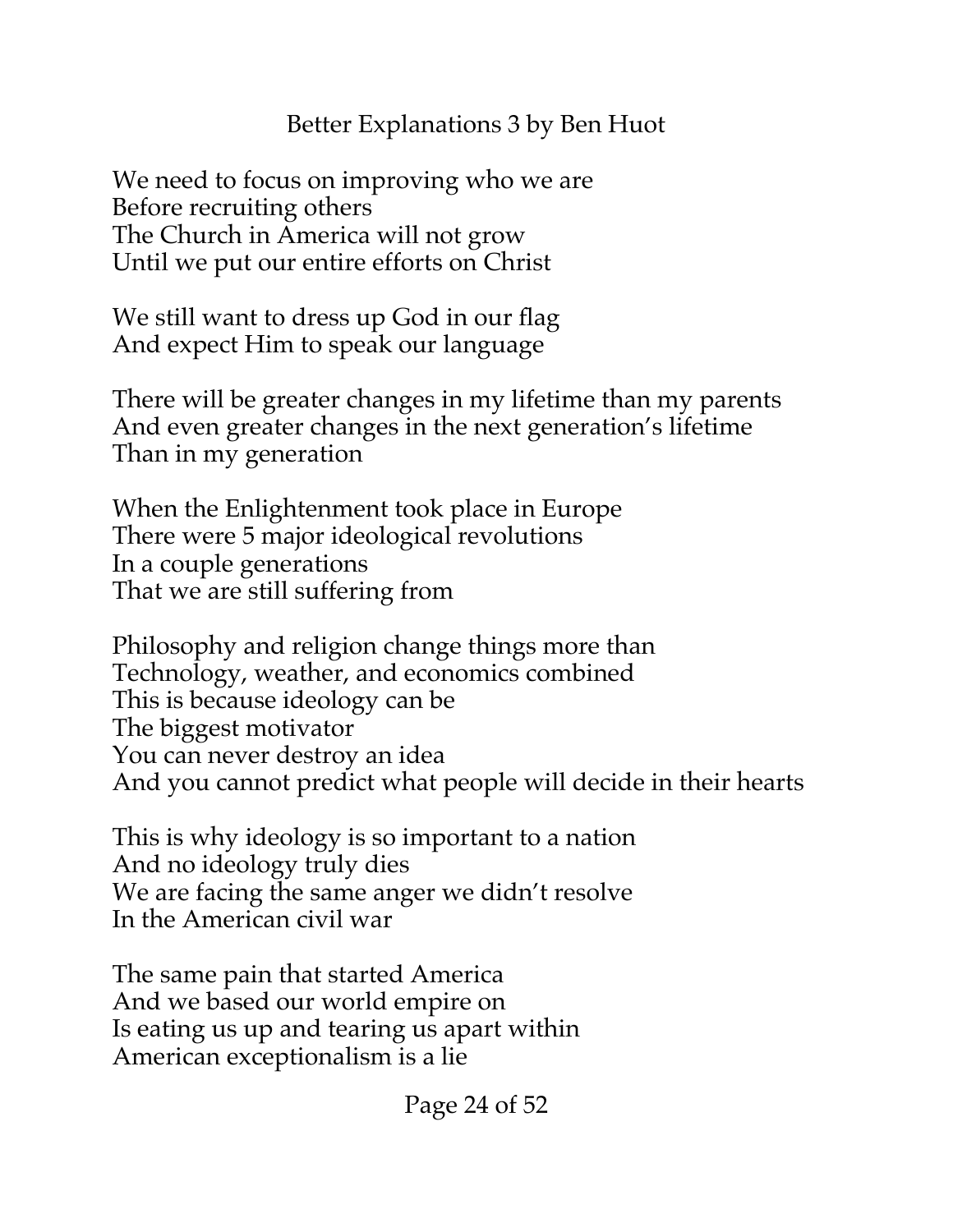Better Explanations 3 by Ben Huot

We need to focus on improving who we are  
Before recruiting others  
The Church in America will not grow  
Until we put our entire efforts on Christ

We still want to dress up God in our flag  
And expect Him to speak our language

There will be greater changes in my lifetime than my parents  
And even greater changes in the next generation's lifetime  
Than in my generation

When the Enlightenment took place in Europe  
There were 5 major ideological revolutions  
In a couple generations  
That we are still suffering from

Philosophy and religion change things more than  
Technology, weather, and economics combined  
This is because ideology can be  
The biggest motivator  
You can never destroy an idea  
And you cannot predict what people will decide in their hearts

This is why ideology is so important to a nation  
And no ideology truly dies  
We are facing the same anger we didn't resolve  
In the American civil war

The same pain that started America  
And we based our world empire on  
Is eating us up and tearing us apart within  
American exceptionalism is a lie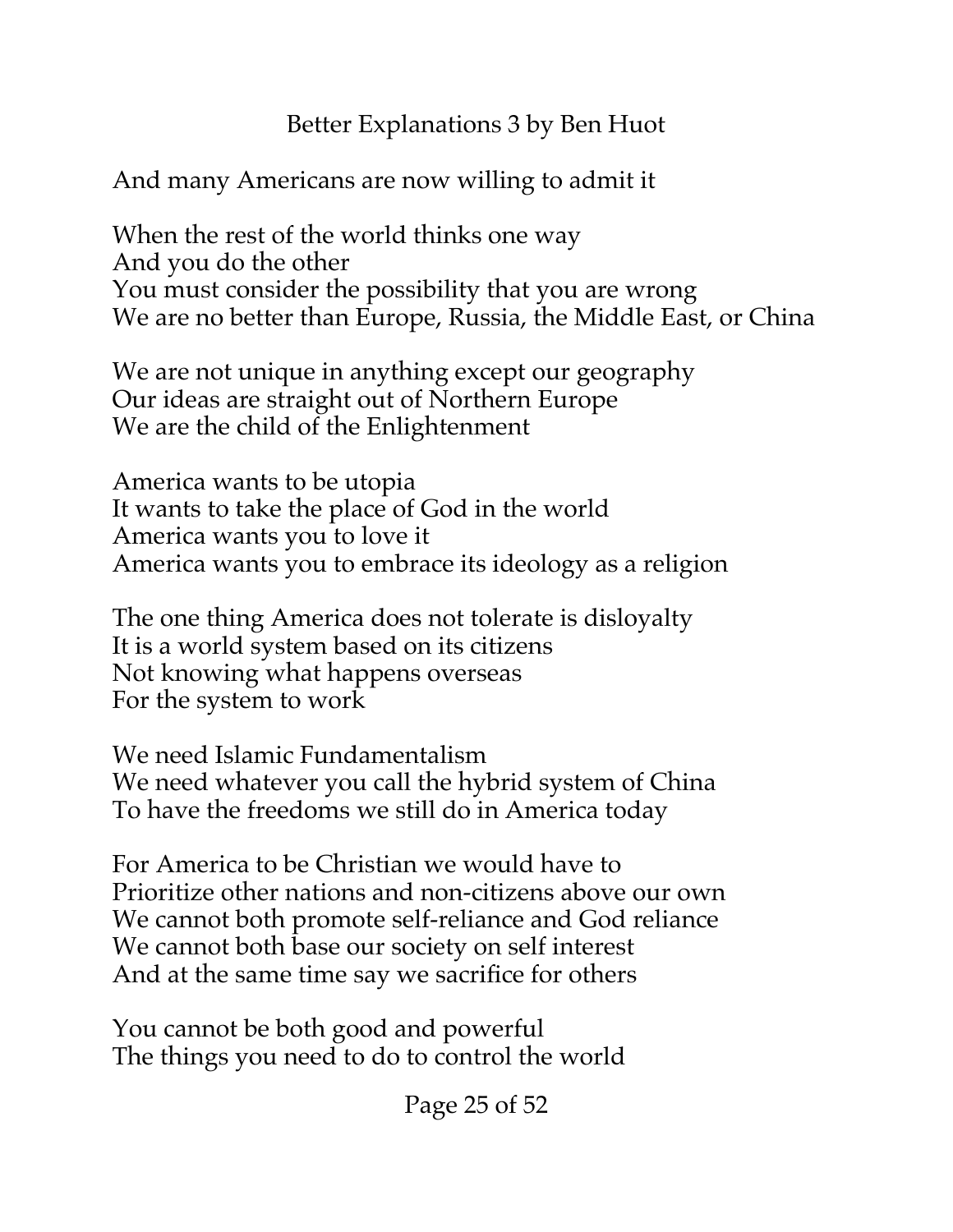And many Americans are now willing to admit it

When the rest of the world thinks one way
And you do the other
You must consider the possibility that you are wrong
We are no better than Europe, Russia, the Middle East, or China

We are not unique in anything except our geography
Our ideas are straight out of Northern Europe
We are the child of the Enlightenment

America wants to be utopia
It wants to take the place of God in the world
America wants you to love it
America wants you to embrace its ideology as a religion

The one thing America does not tolerate is disloyalty
It is a world system based on its citizens
Not knowing what happens overseas
For the system to work

We need Islamic Fundamentalism
We need whatever you call the hybrid system of China
To have the freedoms we still do in America today

For America to be Christian we would have to
Prioritize other nations and non-citizens above our own
We cannot both promote self-reliance and God reliance
We cannot both base our society on self interest
And at the same time say we sacrifice for others

You cannot be both good and powerful
The things you need to do to control the world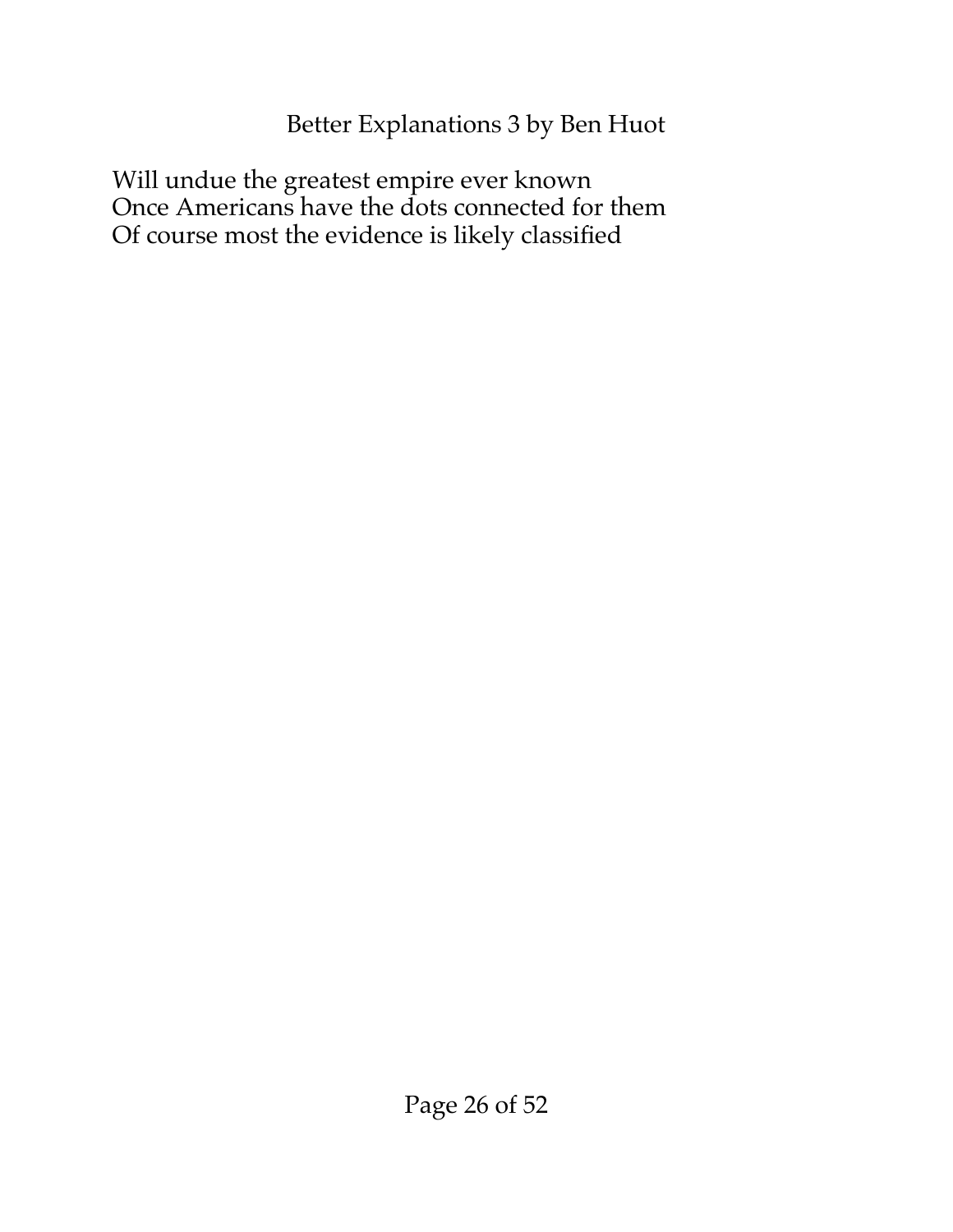Will undue the greatest empire ever known
Once Americans have the dots connected for them
Of course most the evidence is likely classified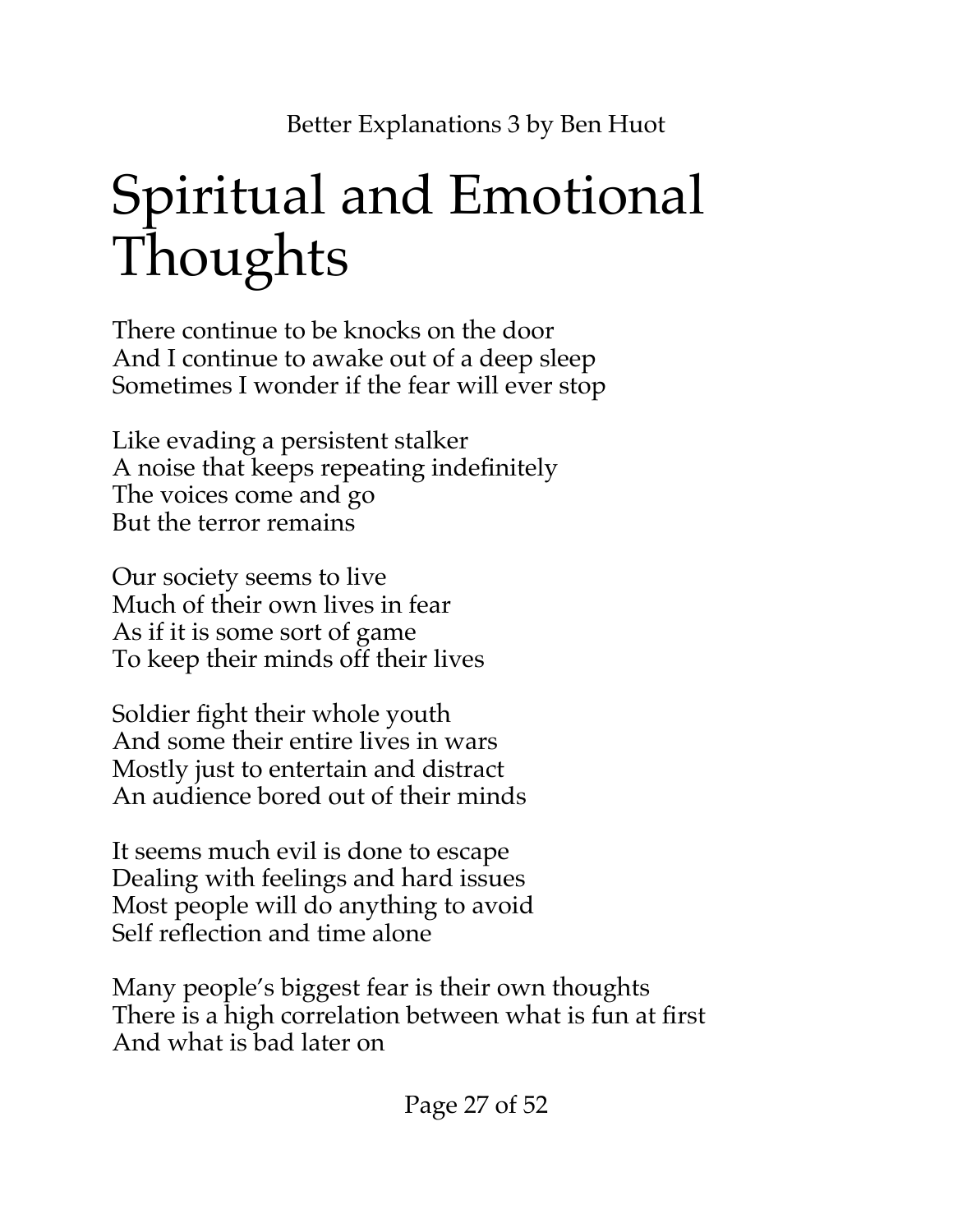# Spiritual and Emotional Thoughts

There continue to be knocks on the door  
And I continue to awake out of a deep sleep  
Sometimes I wonder if the fear will ever stop

Like evading a persistent stalker  
A noise that keeps repeating indefinitely  
The voices come and go  
But the terror remains

Our society seems to live  
Much of their own lives in fear  
As if it is some sort of game  
To keep their minds off their lives

Soldier fight their whole youth  
And some their entire lives in wars  
Mostly just to entertain and distract  
An audience bored out of their minds

It seems much evil is done to escape  
Dealing with feelings and hard issues  
Most people will do anything to avoid  
Self reflection and time alone

Many people's biggest fear is their own thoughts  
There is a high correlation between what is fun at first  
And what is bad later on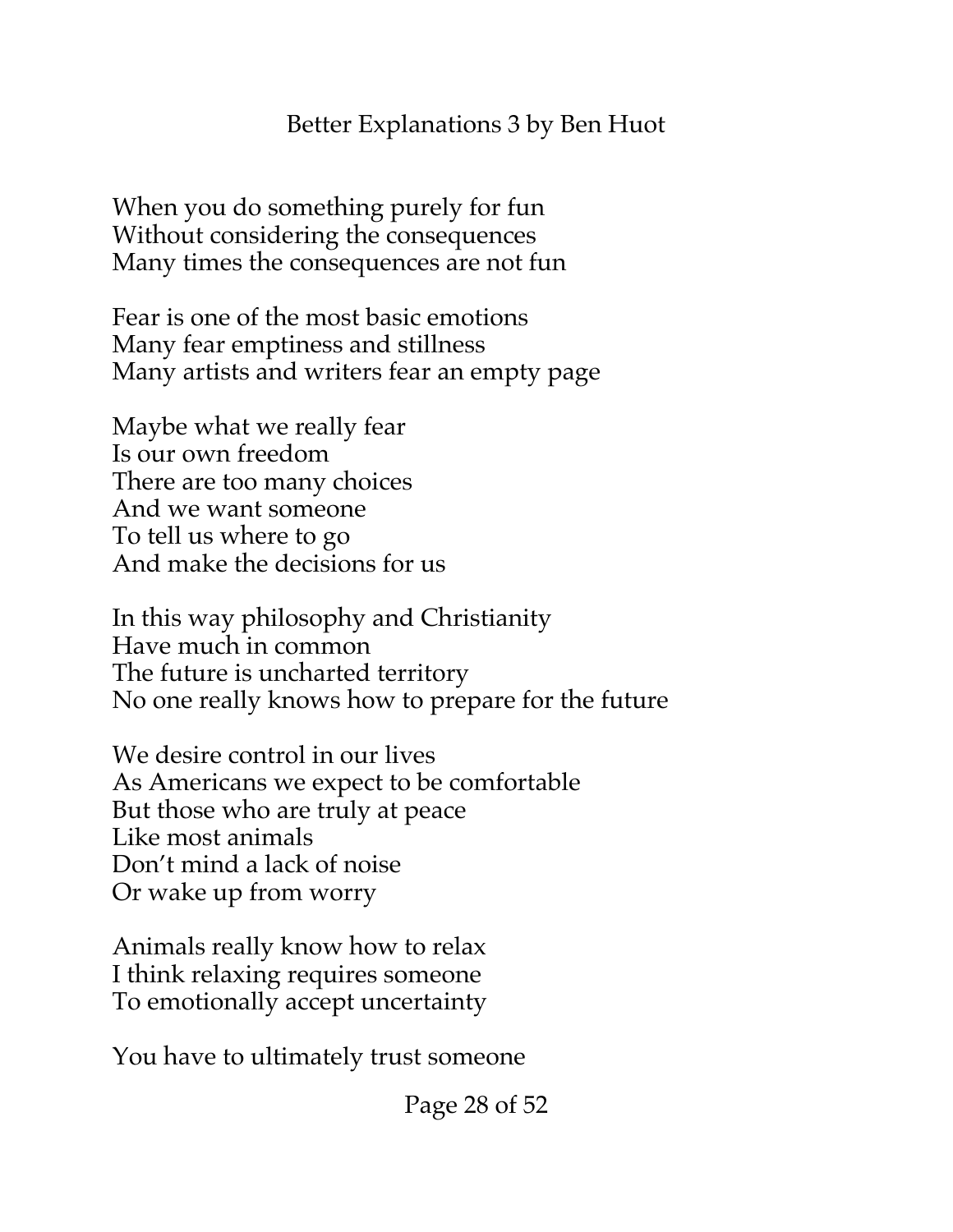When you do something purely for fun
Without considering the consequences
Many times the consequences are not fun

Fear is one of the most basic emotions
Many fear emptiness and stillness
Many artists and writers fear an empty page

Maybe what we really fear
Is our own freedom
There are too many choices
And we want someone
To tell us where to go
And make the decisions for us

In this way philosophy and Christianity
Have much in common
The future is uncharted territory
No one really knows how to prepare for the future

We desire control in our lives
As Americans we expect to be comfortable
But those who are truly at peace
Like most animals
Don't mind a lack of noise
Or wake up from worry

Animals really know how to relax
I think relaxing requires someone
To emotionally accept uncertainty

You have to ultimately trust someone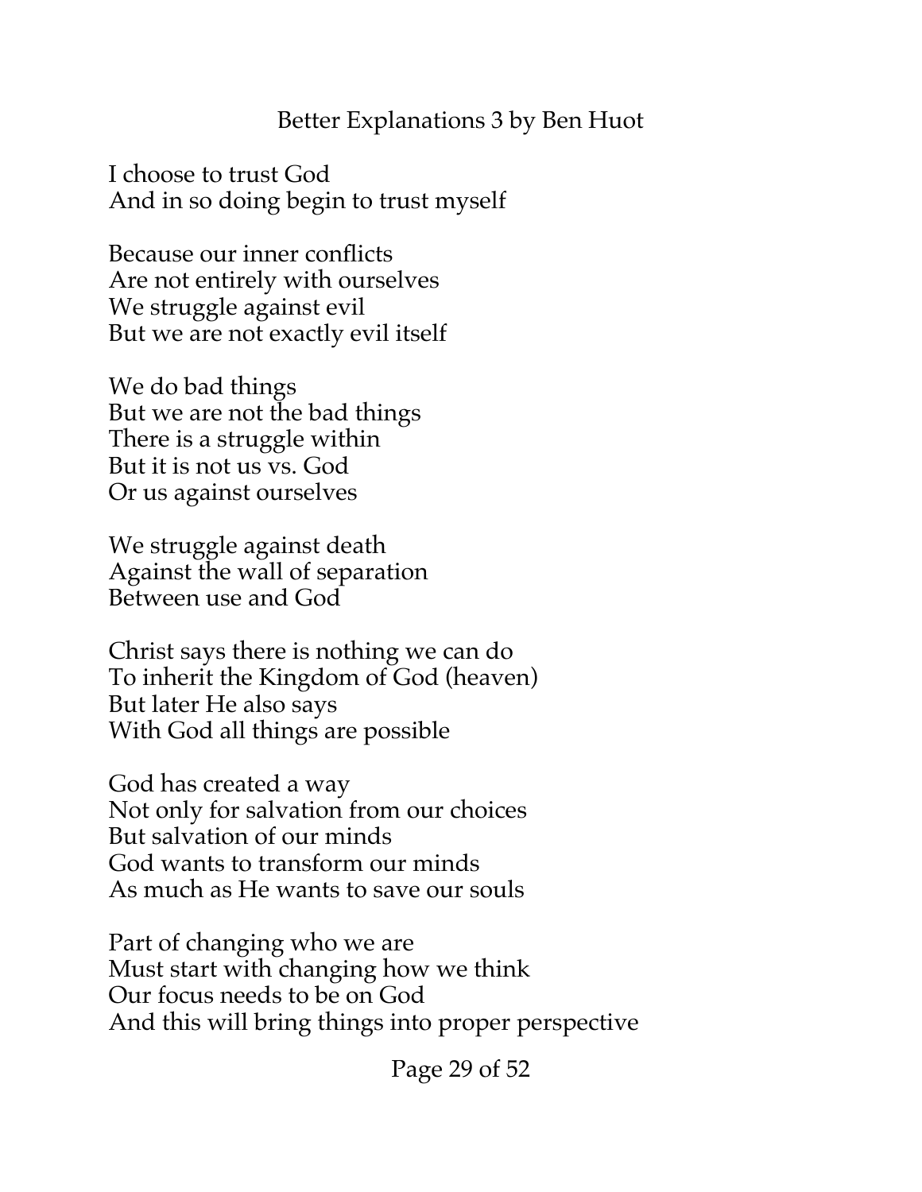I choose to trust God
And in so doing begin to trust myself

Because our inner conflicts
Are not entirely with ourselves
We struggle against evil
But we are not exactly evil itself

We do bad things
But we are not the bad things
There is a struggle within
But it is not us vs. God
Or us against ourselves

We struggle against death
Against the wall of separation
Between use and God

Christ says there is nothing we can do
To inherit the Kingdom of God (heaven)
But later He also says
With God all things are possible

God has created a way
Not only for salvation from our choices
But salvation of our minds
God wants to transform our minds
As much as He wants to save our souls

Part of changing who we are
Must start with changing how we think
Our focus needs to be on God
And this will bring things into proper perspective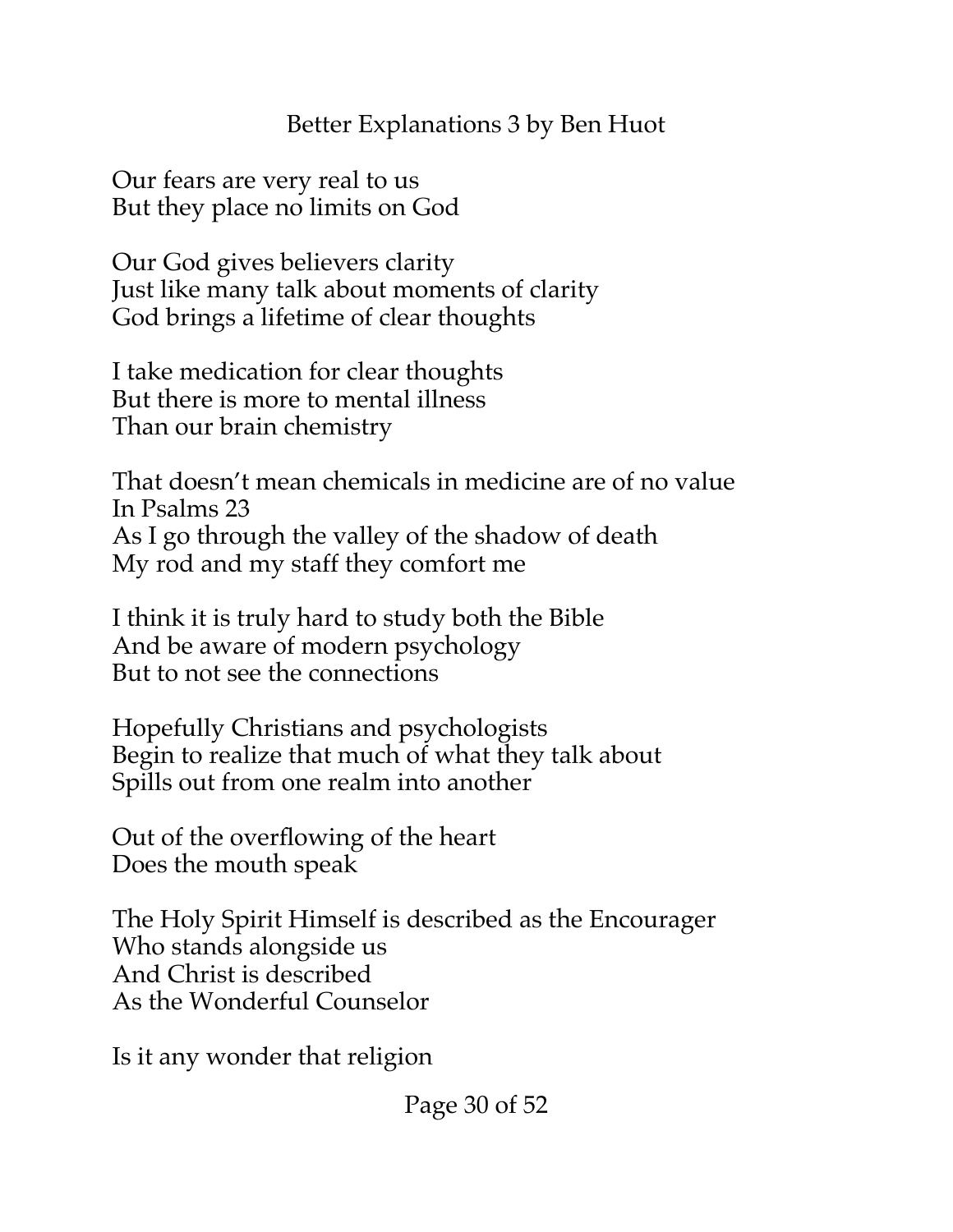Our fears are very real to us
But they place no limits on God

Our God gives believers clarity
Just like many talk about moments of clarity
God brings a lifetime of clear thoughts

I take medication for clear thoughts
But there is more to mental illness
Than our brain chemistry

That doesn't mean chemicals in medicine are of no value
In Psalms 23
As I go through the valley of the shadow of death
My rod and my staff they comfort me

I think it is truly hard to study both the Bible
And be aware of modern psychology
But to not see the connections

Hopefully Christians and psychologists
Begin to realize that much of what they talk about
Spills out from one realm into another

Out of the overflowing of the heart
Does the mouth speak

The Holy Spirit Himself is described as the Encourager
Who stands alongside us
And Christ is described
As the Wonderful Counselor

Is it any wonder that religion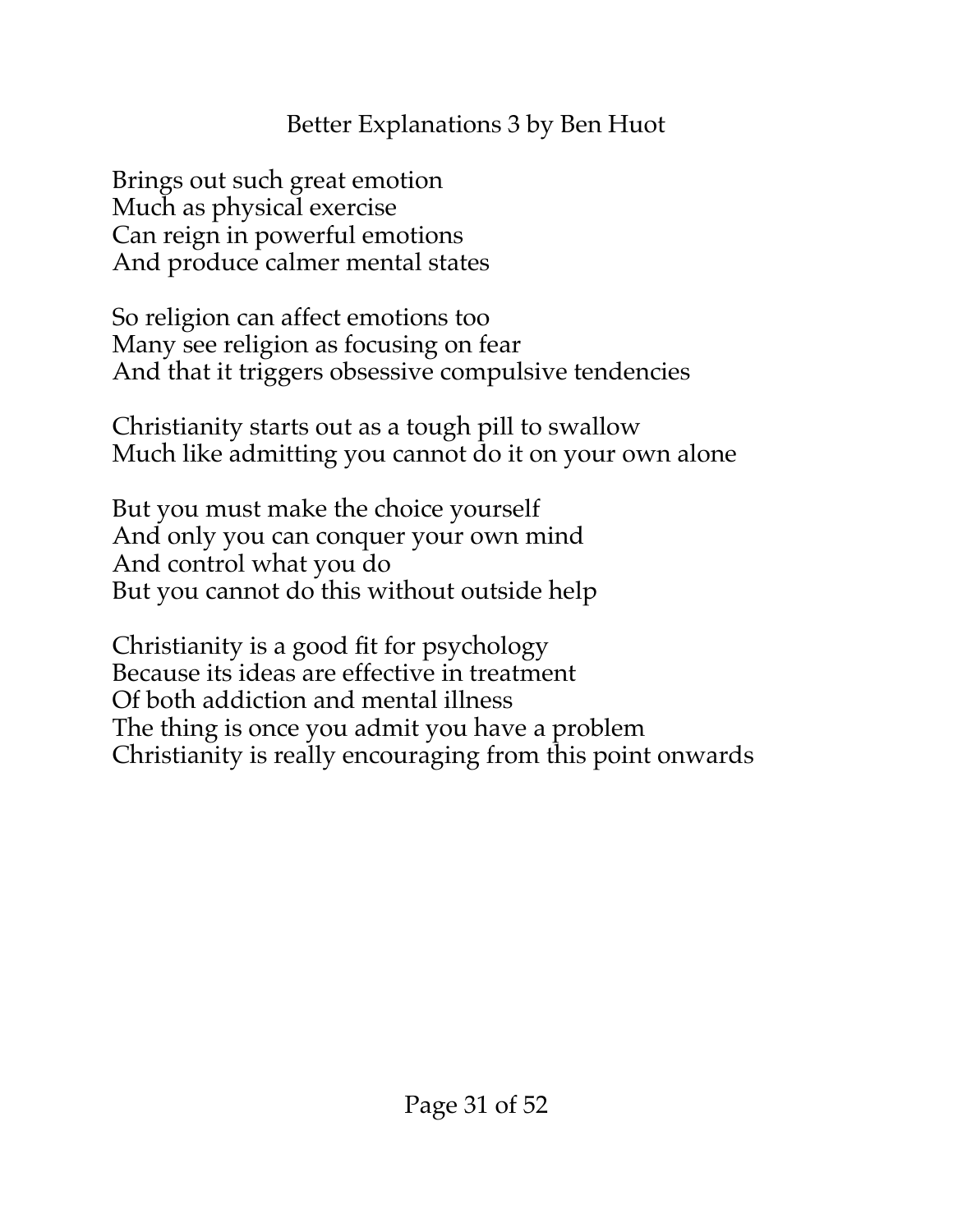Brings out such great emotion
Much as physical exercise
Can reign in powerful emotions
And produce calmer mental states

So religion can affect emotions too
Many see religion as focusing on fear
And that it triggers obsessive compulsive tendencies

Christianity starts out as a tough pill to swallow
Much like admitting you cannot do it on your own alone

But you must make the choice yourself
And only you can conquer your own mind
And control what you do
But you cannot do this without outside help

Christianity is a good fit for psychology
Because its ideas are effective in treatment
Of both addiction and mental illness
The thing is once you admit you have a problem
Christianity is really encouraging from this point onwards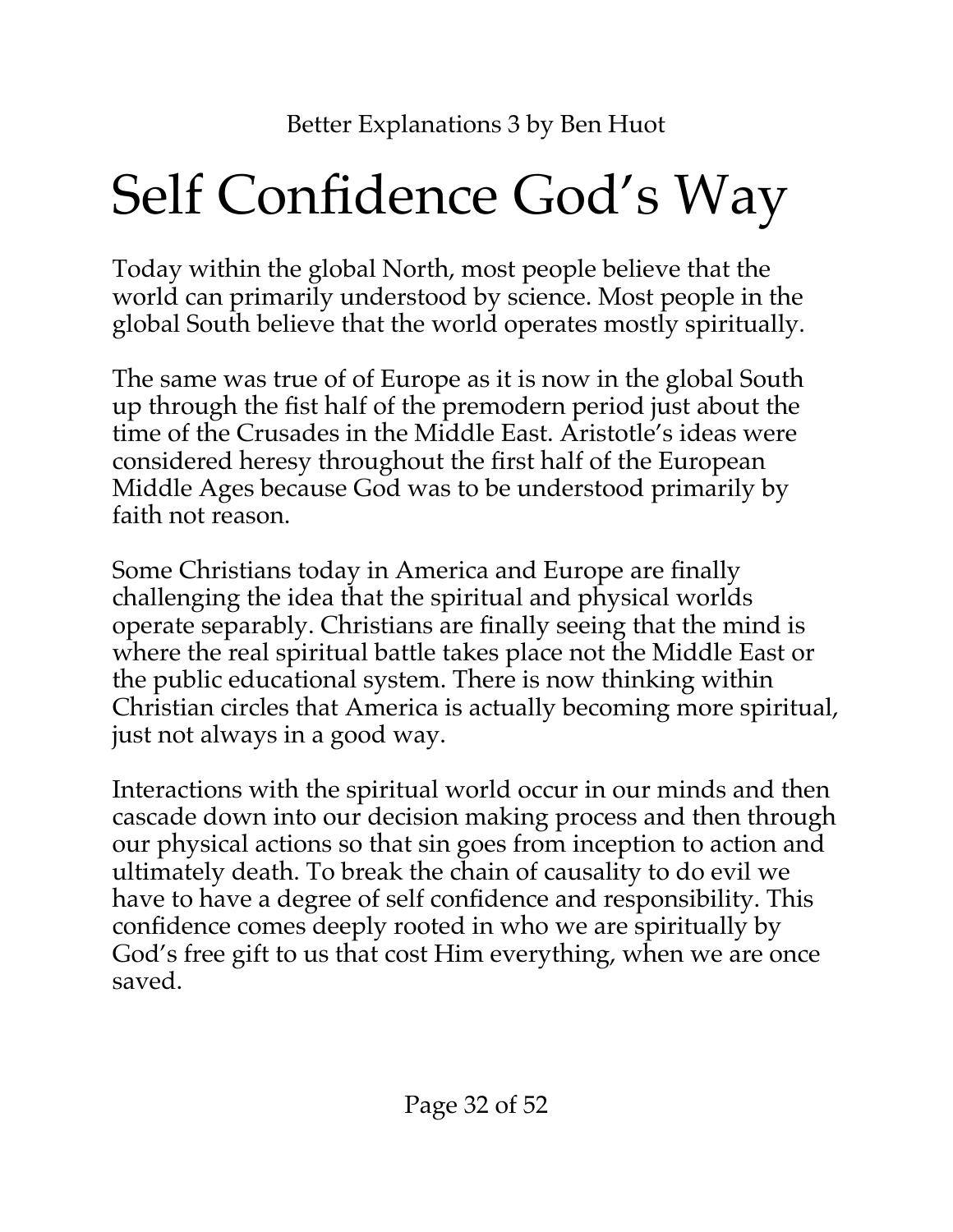# Self Confidence God's Way

Today within the global North, most people believe that the world can primarily understood by science. Most people in the global South believe that the world operates mostly spiritually.

The same was true of of Europe as it is now in the global South up through the fist half of the premodern period just about the time of the Crusades in the Middle East. Aristotle's ideas were considered heresy throughout the first half of the European Middle Ages because God was to be understood primarily by faith not reason.

Some Christians today in America and Europe are finally challenging the idea that the spiritual and physical worlds operate separably. Christians are finally seeing that the mind is where the real spiritual battle takes place not the Middle East or the public educational system. There is now thinking within Christian circles that America is actually becoming more spiritual, just not always in a good way.

Interactions with the spiritual world occur in our minds and then cascade down into our decision making process and then through our physical actions so that sin goes from inception to action and ultimately death. To break the chain of causality to do evil we have to have a degree of self confidence and responsibility. This confidence comes deeply rooted in who we are spiritually by God's free gift to us that cost Him everything, when we are once saved.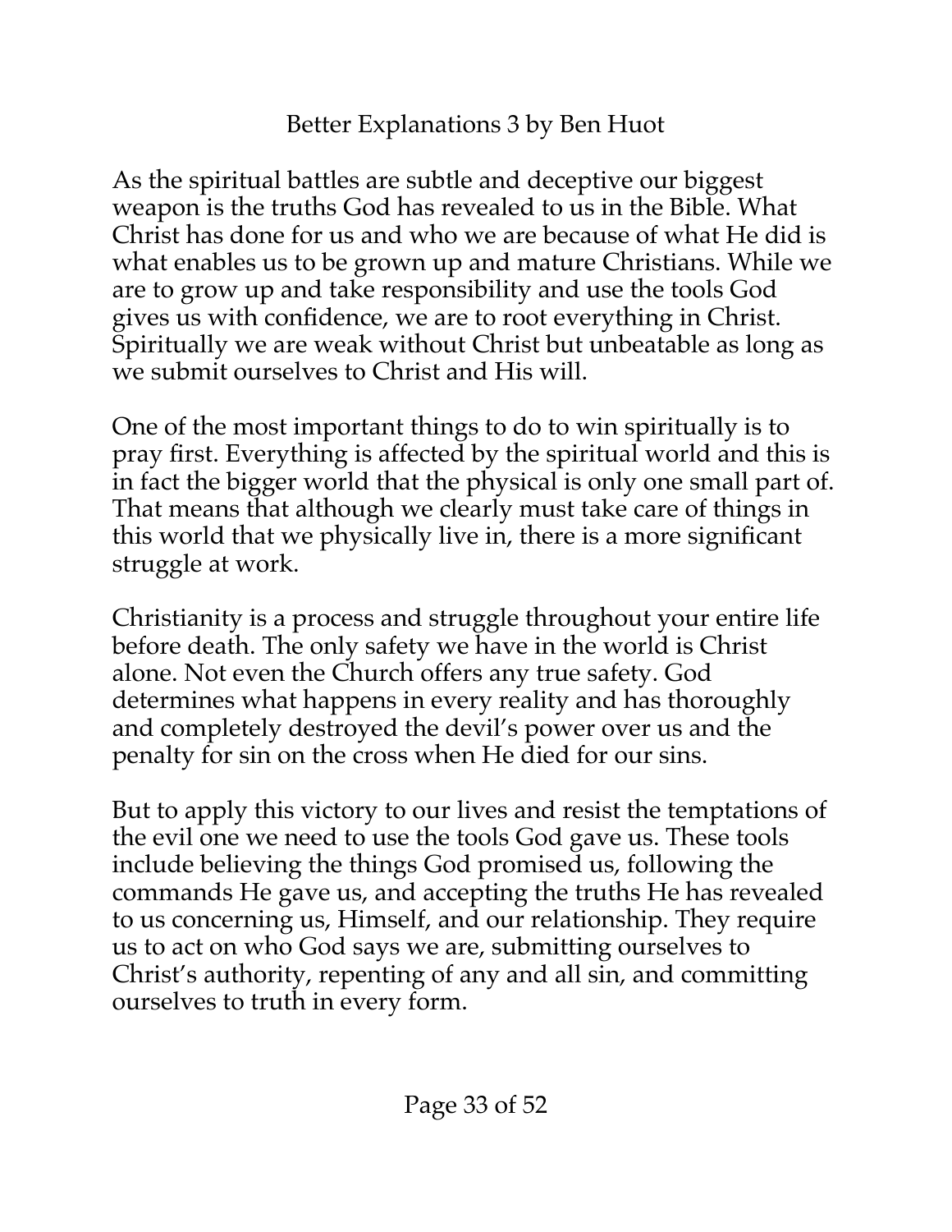As the spiritual battles are subtle and deceptive our biggest weapon is the truths God has revealed to us in the Bible. What Christ has done for us and who we are because of what He did is what enables us to be grown up and mature Christians. While we are to grow up and take responsibility and use the tools God gives us with confidence, we are to root everything in Christ. Spiritually we are weak without Christ but unbeatable as long as we submit ourselves to Christ and His will.

One of the most important things to do to win spiritually is to pray first. Everything is affected by the spiritual world and this is in fact the bigger world that the physical is only one small part of. That means that although we clearly must take care of things in this world that we physically live in, there is a more significant struggle at work.

Christianity is a process and struggle throughout your entire life before death. The only safety we have in the world is Christ alone. Not even the Church offers any true safety. God determines what happens in every reality and has thoroughly and completely destroyed the devil's power over us and the penalty for sin on the cross when He died for our sins.

But to apply this victory to our lives and resist the temptations of the evil one we need to use the tools God gave us. These tools include believing the things God promised us, following the commands He gave us, and accepting the truths He has revealed to us concerning us, Himself, and our relationship. They require us to act on who God says we are, submitting ourselves to Christ's authority, repenting of any and all sin, and committing ourselves to truth in every form.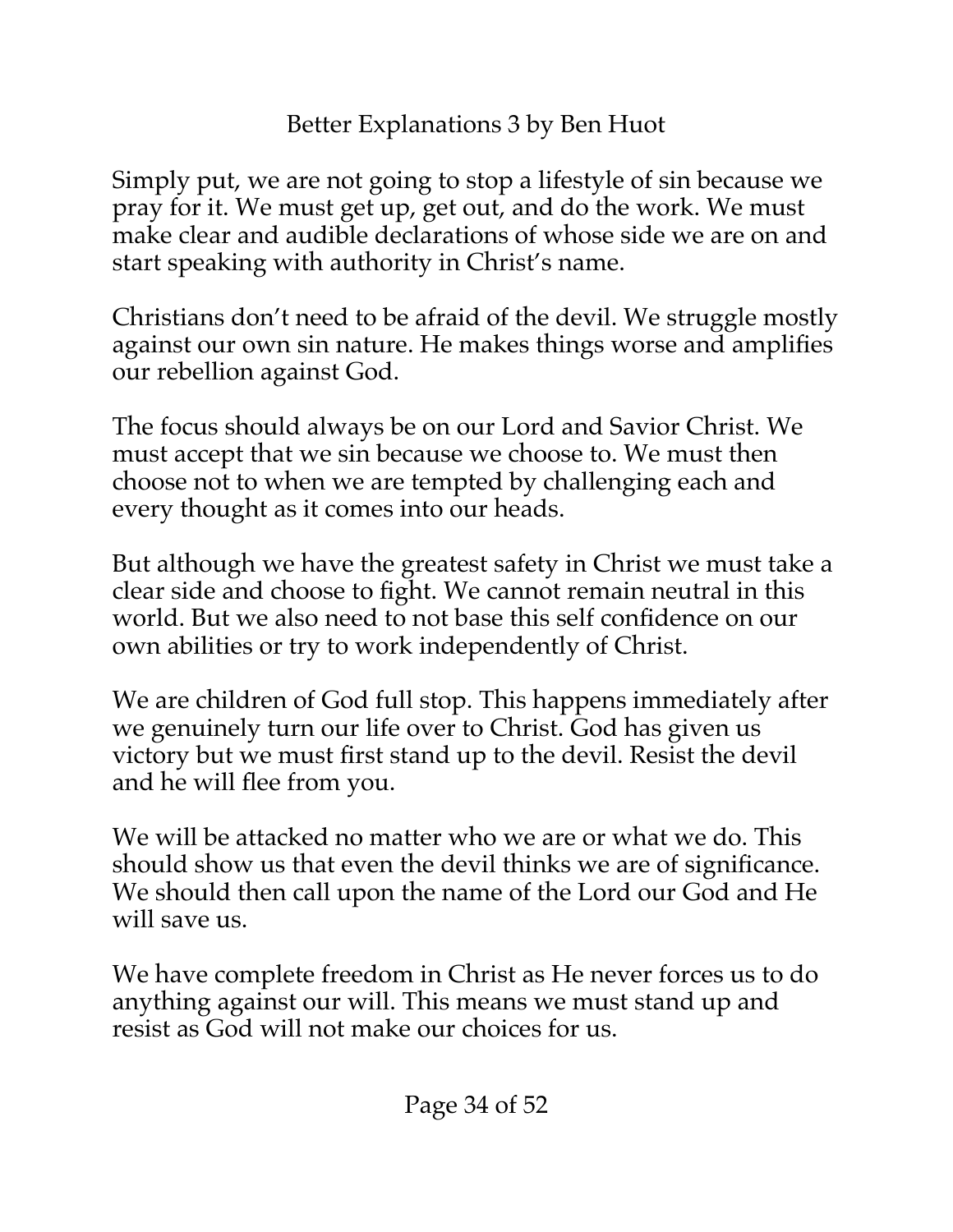Simply put, we are not going to stop a lifestyle of sin because we pray for it. We must get up, get out, and do the work. We must make clear and audible declarations of whose side we are on and start speaking with authority in Christ's name.

Christians don't need to be afraid of the devil. We struggle mostly against our own sin nature. He makes things worse and amplifies our rebellion against God.

The focus should always be on our Lord and Savior Christ. We must accept that we sin because we choose to. We must then choose not to when we are tempted by challenging each and every thought as it comes into our heads.

But although we have the greatest safety in Christ we must take a clear side and choose to fight. We cannot remain neutral in this world. But we also need to not base this self confidence on our own abilities or try to work independently of Christ.

We are children of God full stop. This happens immediately after we genuinely turn our life over to Christ. God has given us victory but we must first stand up to the devil. Resist the devil and he will flee from you.

We will be attacked no matter who we are or what we do. This should show us that even the devil thinks we are of significance. We should then call upon the name of the Lord our God and He will save us.

We have complete freedom in Christ as He never forces us to do anything against our will. This means we must stand up and resist as God will not make our choices for us.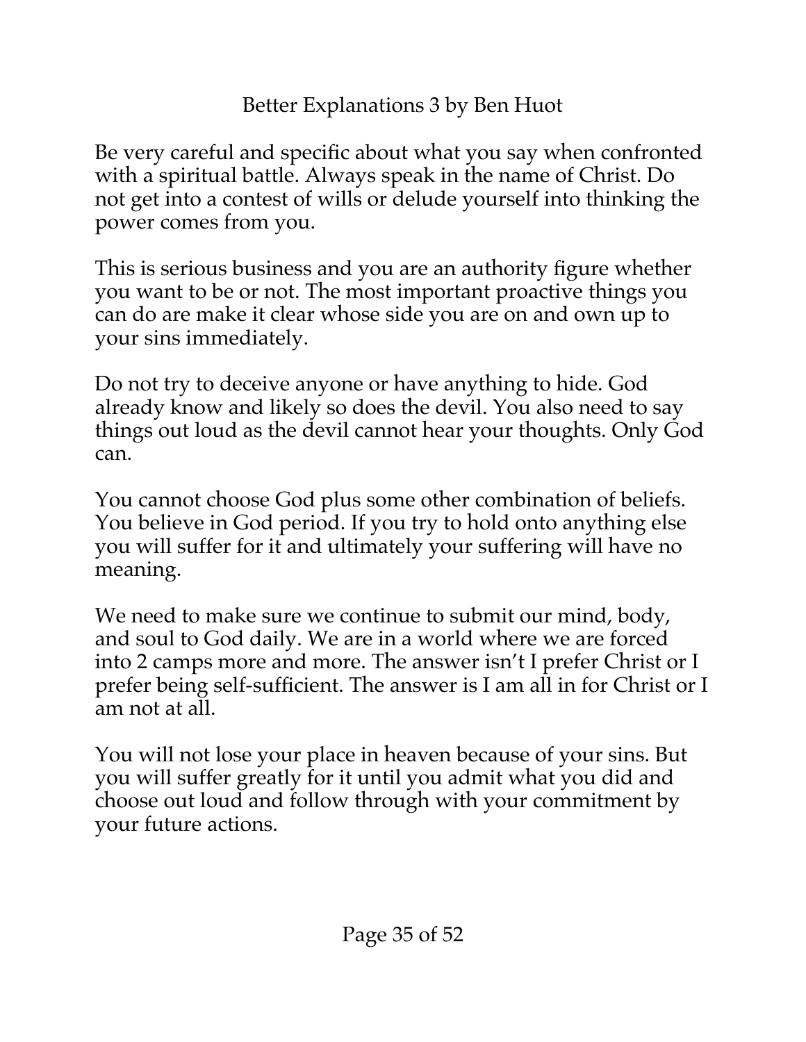Be very careful and specific about what you say when confronted with a spiritual battle. Always speak in the name of Christ. Do not get into a contest of wills or delude yourself into thinking the power comes from you.

This is serious business and you are an authority figure whether you want to be or not. The most important proactive things you can do are make it clear whose side you are on and own up to your sins immediately.

Do not try to deceive anyone or have anything to hide. God already know and likely so does the devil. You also need to say things out loud as the devil cannot hear your thoughts. Only God can.

You cannot choose God plus some other combination of beliefs. You believe in God period. If you try to hold onto anything else you will suffer for it and ultimately your suffering will have no meaning.

We need to make sure we continue to submit our mind, body, and soul to God daily. We are in a world where we are forced into 2 camps more and more. The answer isn't I prefer Christ or I prefer being self-sufficient. The answer is I am all in for Christ or I am not at all.

You will not lose your place in heaven because of your sins. But you will suffer greatly for it until you admit what you did and choose out loud and follow through with your commitment by your future actions.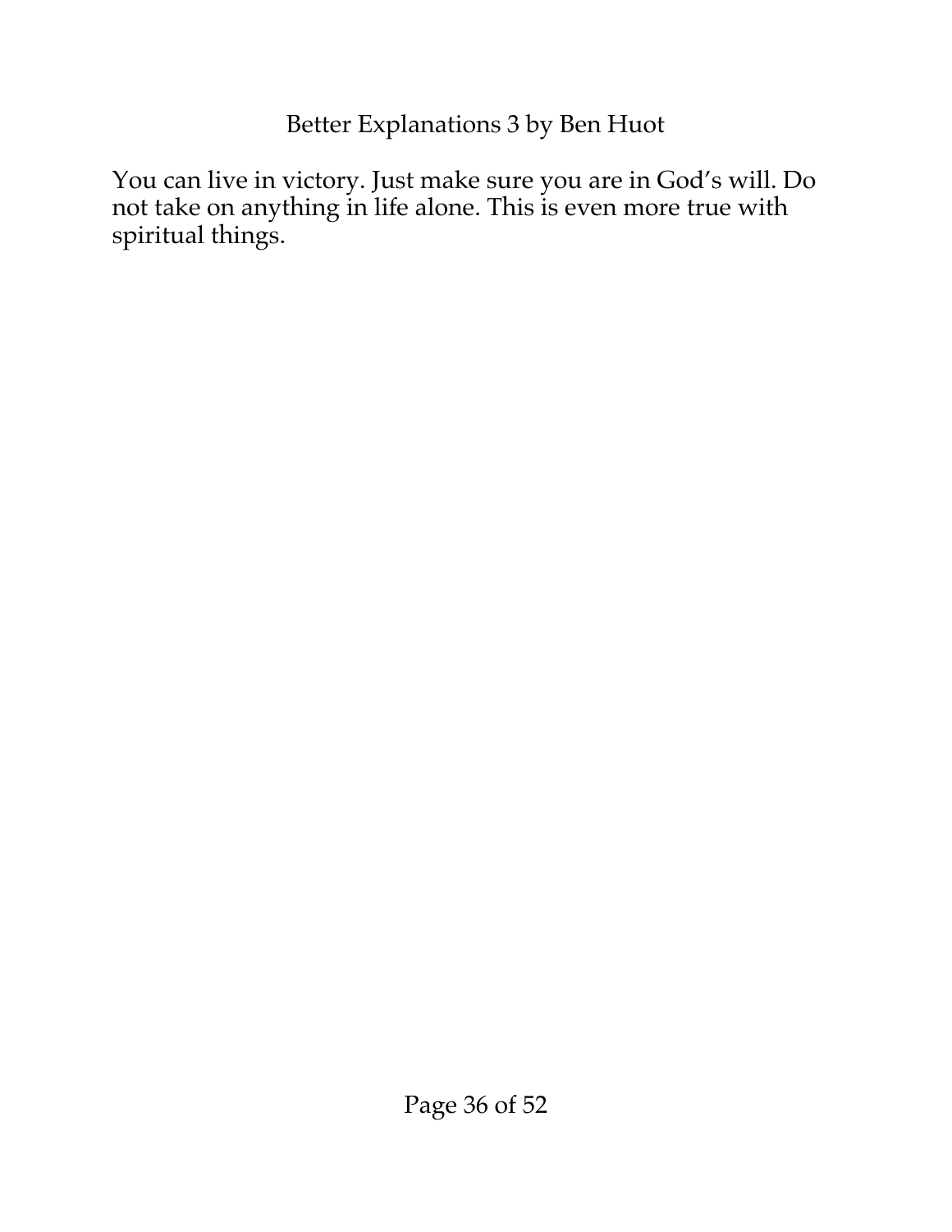You can live in victory. Just make sure you are in God's will. Do not take on anything in life alone. This is even more true with spiritual things.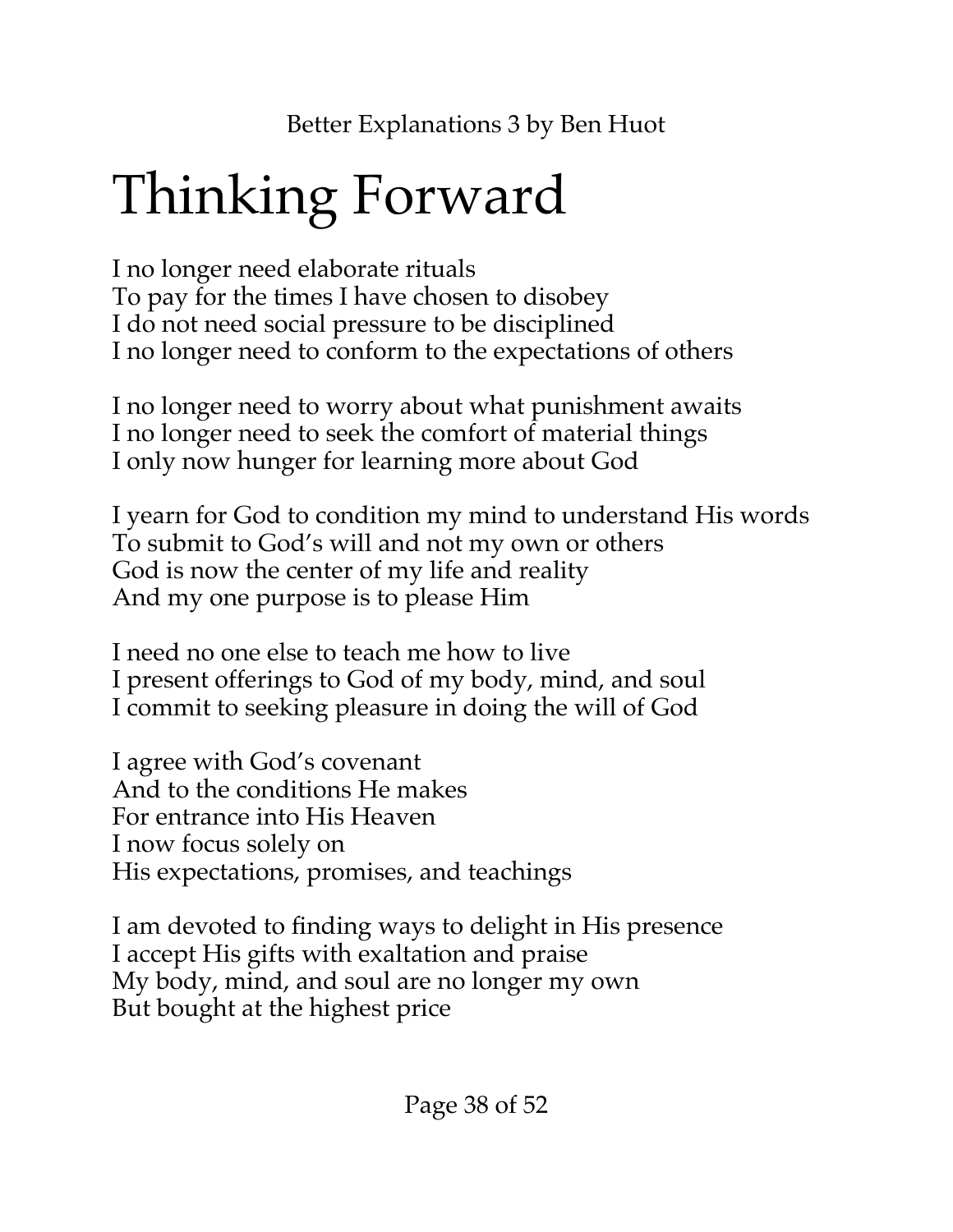# Thinking Forward

I no longer need elaborate rituals
To pay for the times I have chosen to disobey
I do not need social pressure to be disciplined
I no longer need to conform to the expectations of others

I no longer need to worry about what punishment awaits
I no longer need to seek the comfort of material things
I only now hunger for learning more about God

I yearn for God to condition my mind to understand His words
To submit to God's will and not my own or others
God is now the center of my life and reality
And my one purpose is to please Him

I need no one else to teach me how to live
I present offerings to God of my body, mind, and soul
I commit to seeking pleasure in doing the will of God

I agree with God's covenant
And to the conditions He makes
For entrance into His Heaven
I now focus solely on
His expectations, promises, and teachings

I am devoted to finding ways to delight in His presence
I accept His gifts with exaltation and praise
My body, mind, and soul are no longer my own
But bought at the highest price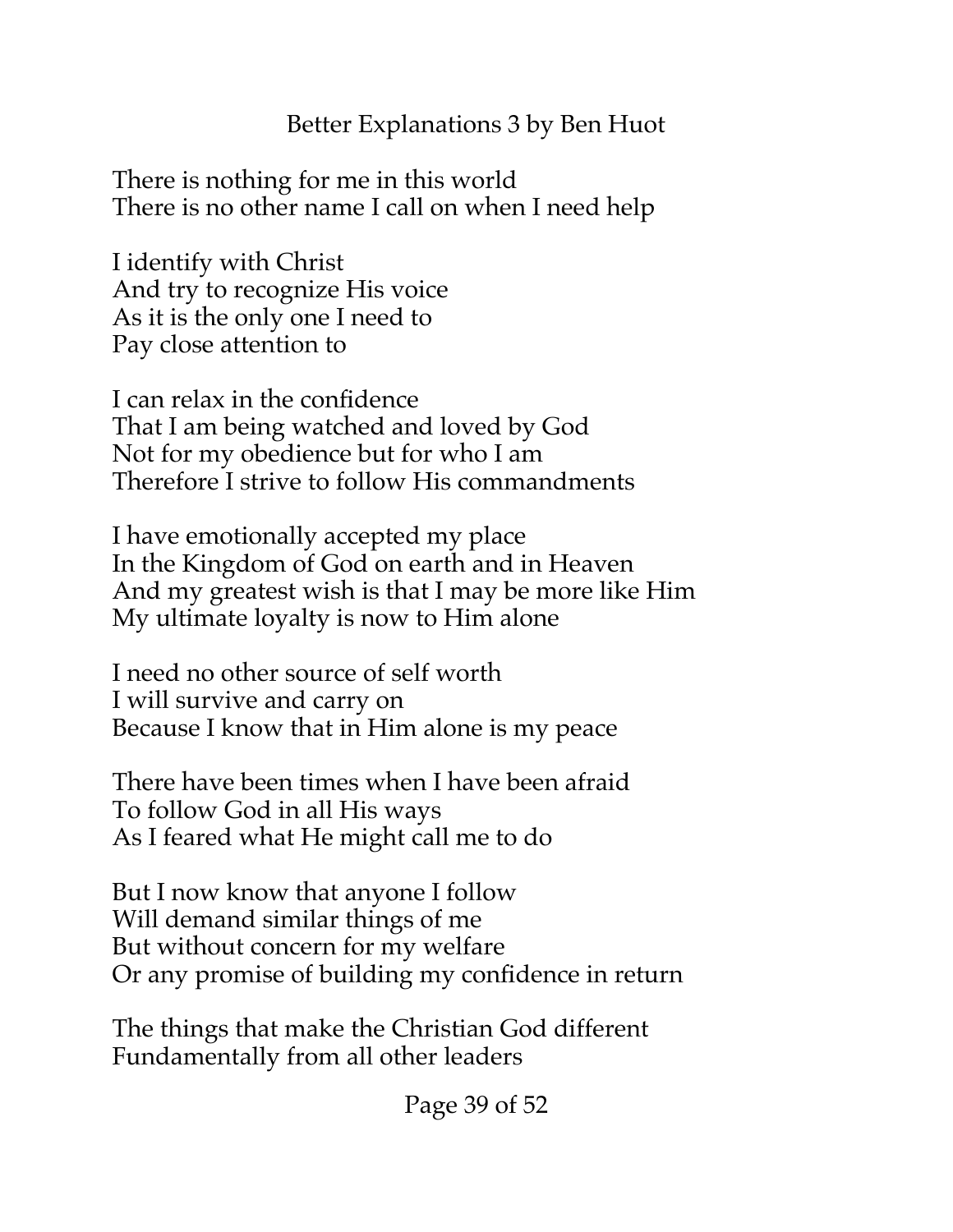There is nothing for me in this world
There is no other name I call on when I need help

I identify with Christ
And try to recognize His voice
As it is the only one I need to
Pay close attention to

I can relax in the confidence
That I am being watched and loved by God
Not for my obedience but for who I am
Therefore I strive to follow His commandments

I have emotionally accepted my place
In the Kingdom of God on earth and in Heaven
And my greatest wish is that I may be more like Him
My ultimate loyalty is now to Him alone

I need no other source of self worth
I will survive and carry on
Because I know that in Him alone is my peace

There have been times when I have been afraid
To follow God in all His ways
As I feared what He might call me to do

But I now know that anyone I follow
Will demand similar things of me
But without concern for my welfare
Or any promise of building my confidence in return

The things that make the Christian God different
Fundamentally from all other leaders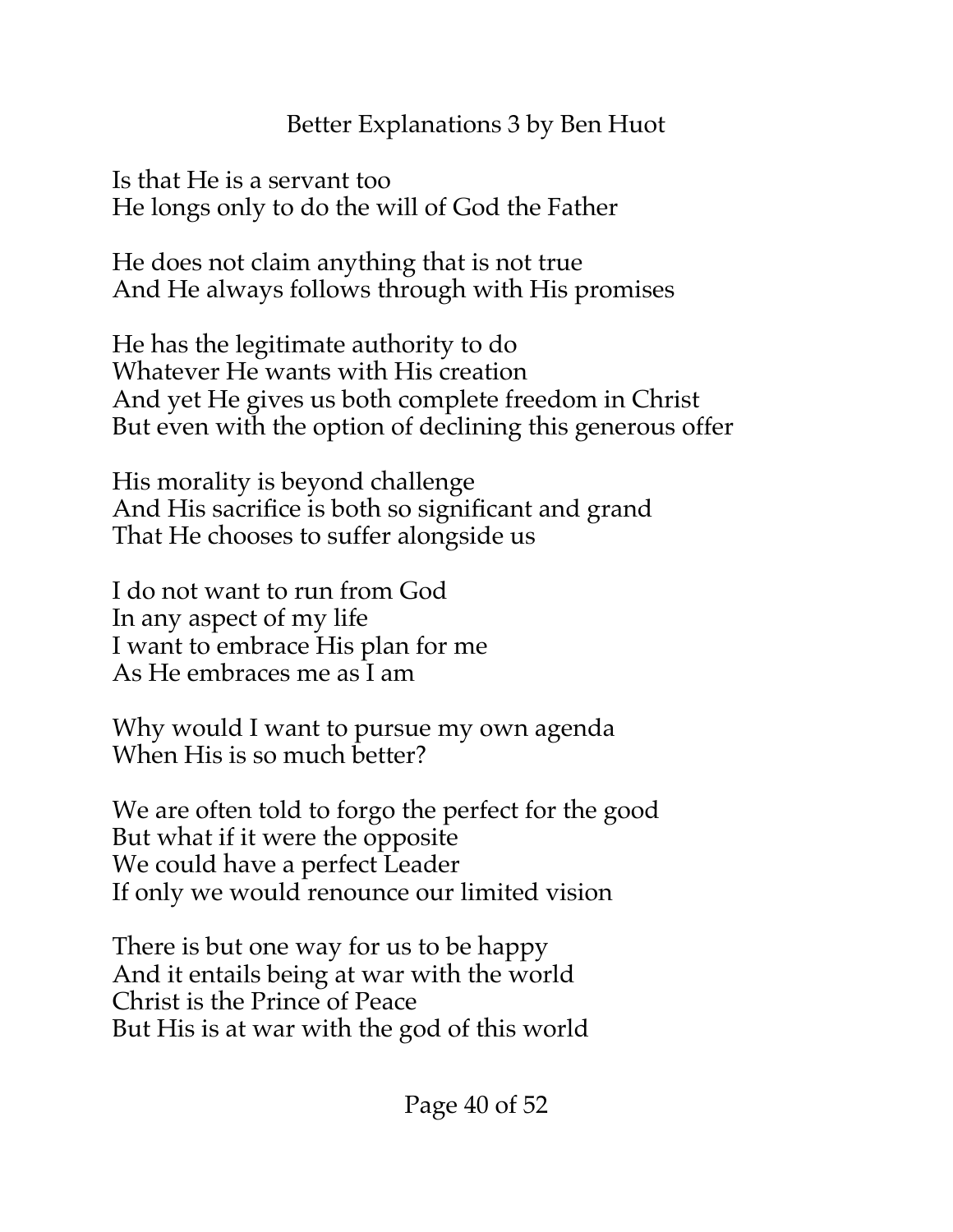Is that He is a servant too
He longs only to do the will of God the Father

He does not claim anything that is not true
And He always follows through with His promises

He has the legitimate authority to do
Whatever He wants with His creation
And yet He gives us both complete freedom in Christ
But even with the option of declining this generous offer

His morality is beyond challenge
And His sacrifice is both so significant and grand
That He chooses to suffer alongside us

I do not want to run from God
In any aspect of my life
I want to embrace His plan for me
As He embraces me as I am

Why would I want to pursue my own agenda
When His is so much better?

We are often told to forgo the perfect for the good
But what if it were the opposite
We could have a perfect Leader
If only we would renounce our limited vision

There is but one way for us to be happy
And it entails being at war with the world
Christ is the Prince of Peace
But His is at war with the god of this world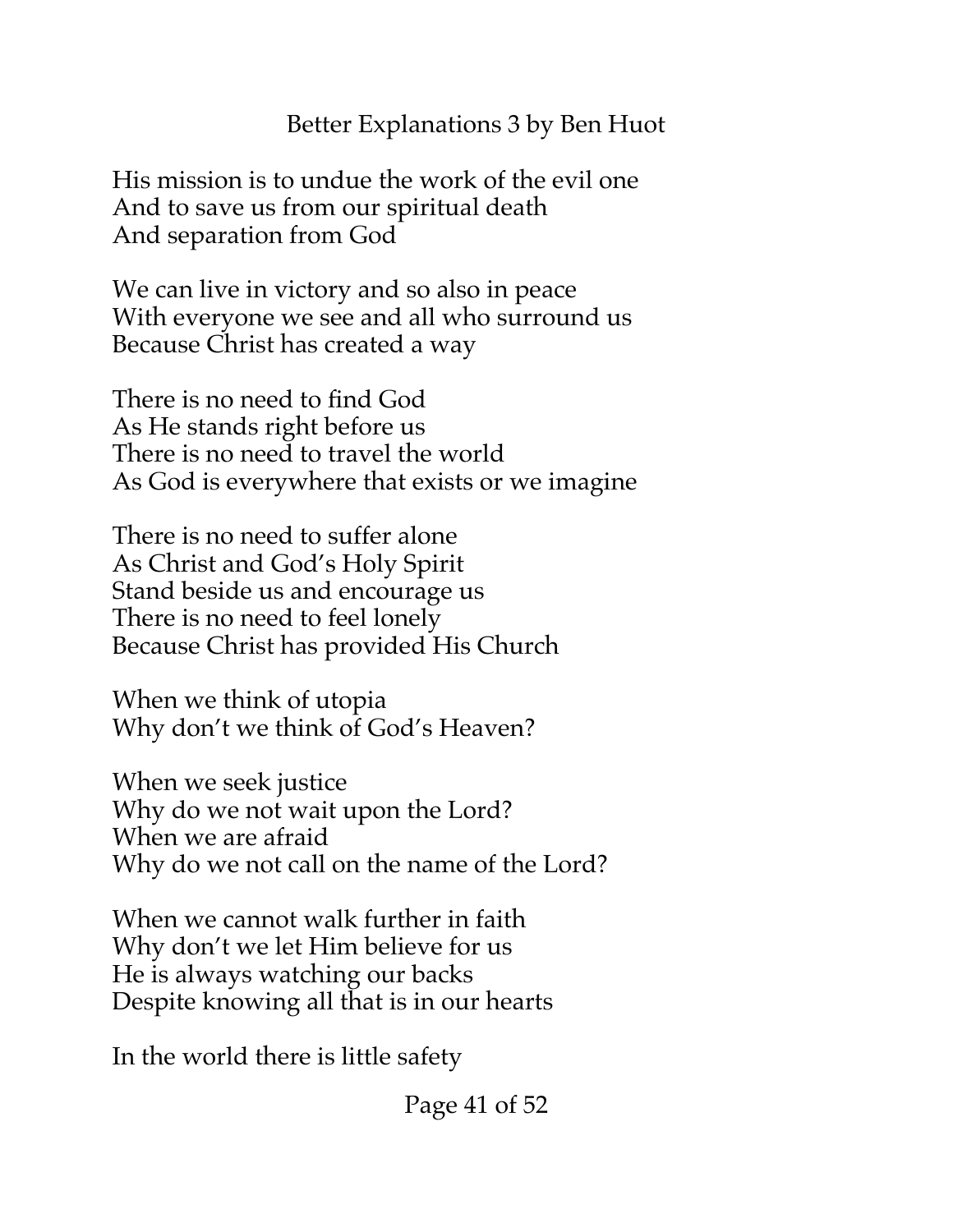His mission is to undue the work of the evil one
And to save us from our spiritual death
And separation from God

We can live in victory and so also in peace
With everyone we see and all who surround us
Because Christ has created a way

There is no need to find God
As He stands right before us
There is no need to travel the world
As God is everywhere that exists or we imagine

There is no need to suffer alone
As Christ and God's Holy Spirit
Stand beside us and encourage us
There is no need to feel lonely
Because Christ has provided His Church

When we think of utopia
Why don't we think of God's Heaven?

When we seek justice
Why do we not wait upon the Lord?
When we are afraid
Why do we not call on the name of the Lord?

When we cannot walk further in faith
Why don't we let Him believe for us
He is always watching our backs
Despite knowing all that is in our hearts

In the world there is little safety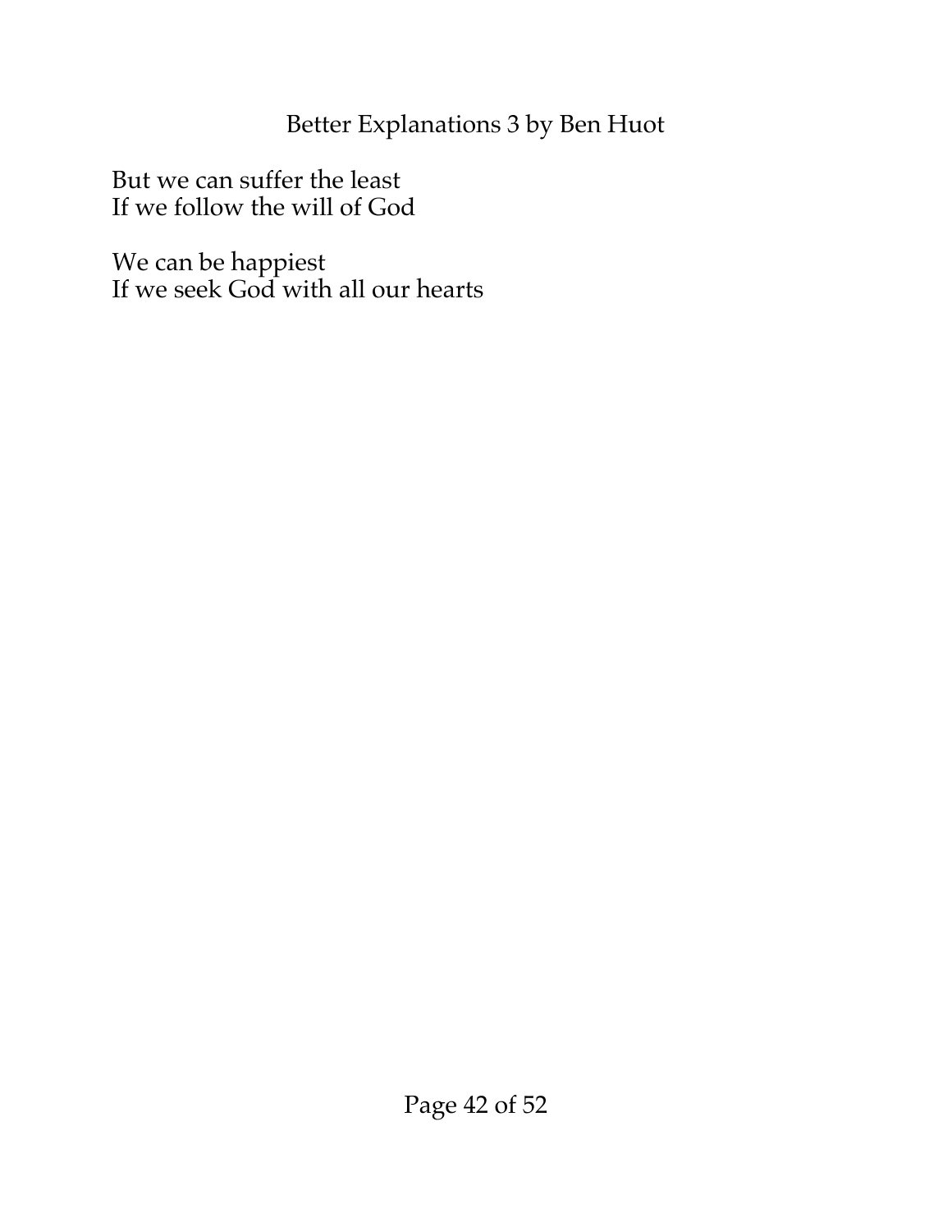But we can suffer the least
If we follow the will of God

We can be happiest
If we seek God with all our hearts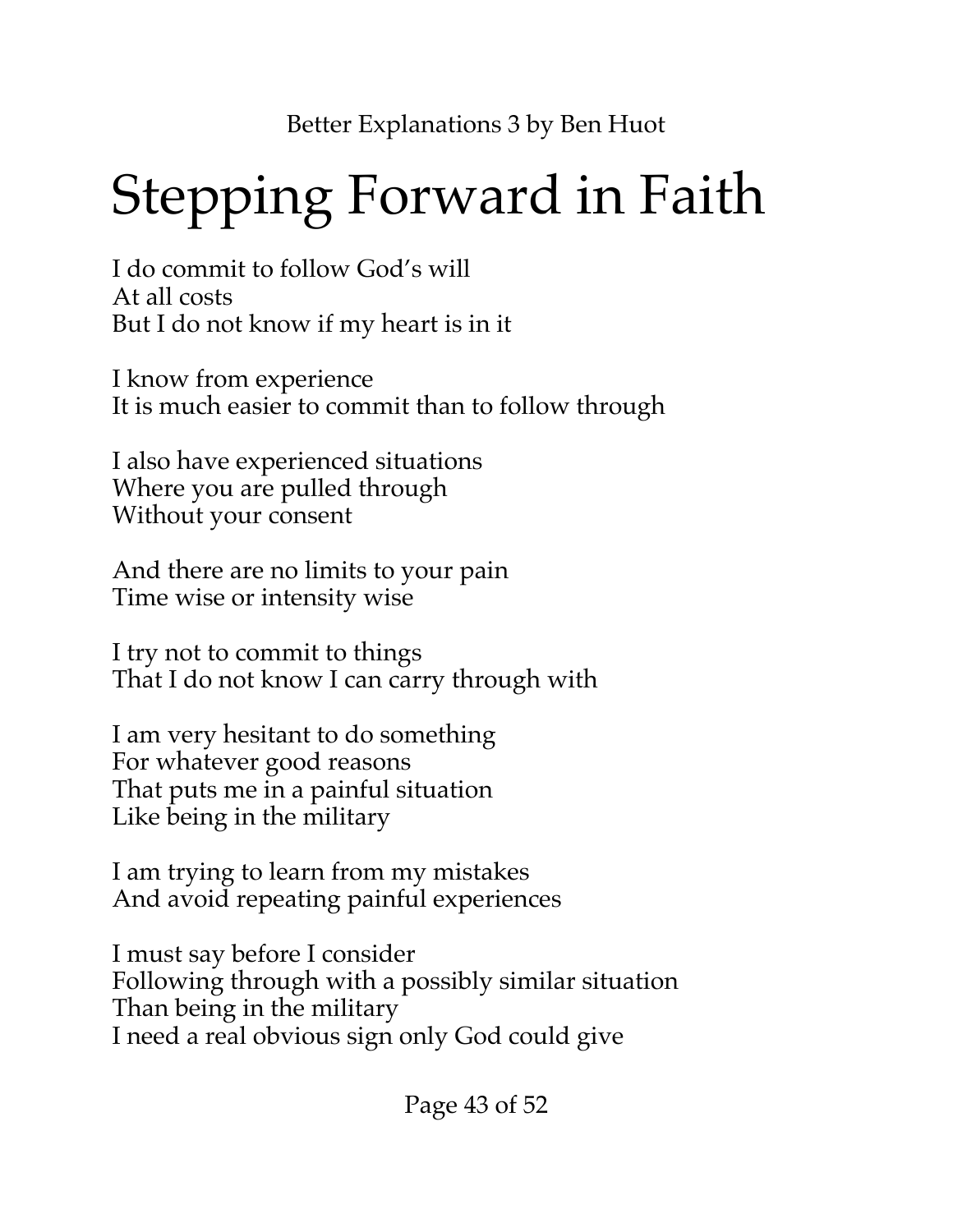# Stepping Forward in Faith

I do commit to follow God's will  
At all costs  
But I do not know if my heart is in it

I know from experience  
It is much easier to commit than to follow through

I also have experienced situations  
Where you are pulled through  
Without your consent

And there are no limits to your pain  
Time wise or intensity wise

I try not to commit to things  
That I do not know I can carry through with

I am very hesitant to do something  
For whatever good reasons  
That puts me in a painful situation  
Like being in the military

I am trying to learn from my mistakes  
And avoid repeating painful experiences

I must say before I consider  
Following through with a possibly similar situation  
Than being in the military  
I need a real obvious sign only God could give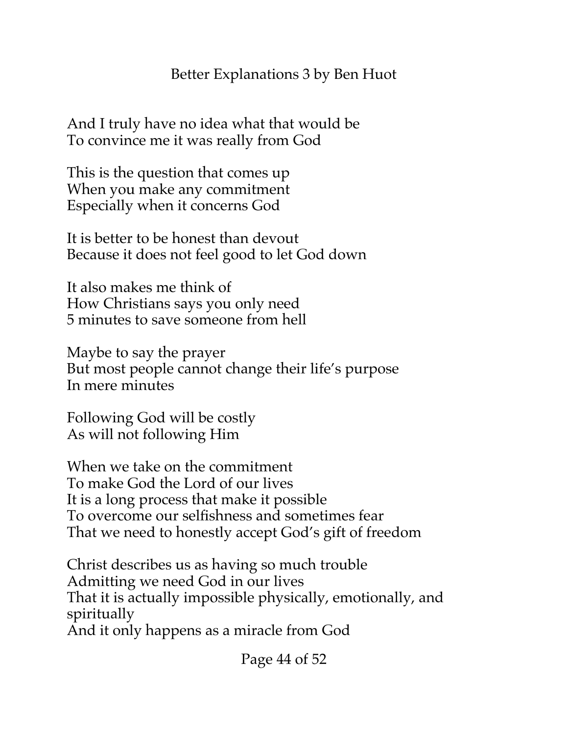And I truly have no idea what that would be
To convince me it was really from God

This is the question that comes up
When you make any commitment
Especially when it concerns God

It is better to be honest than devout
Because it does not feel good to let God down

It also makes me think of
How Christians says you only need
5 minutes to save someone from hell

Maybe to say the prayer
But most people cannot change their life's purpose
In mere minutes

Following God will be costly
As will not following Him

When we take on the commitment
To make God the Lord of our lives
It is a long process that make it possible
To overcome our selfishness and sometimes fear
That we need to honestly accept God's gift of freedom

Christ describes us as having so much trouble
Admitting we need God in our lives
That it is actually impossible physically, emotionally, and spiritually
And it only happens as a miracle from God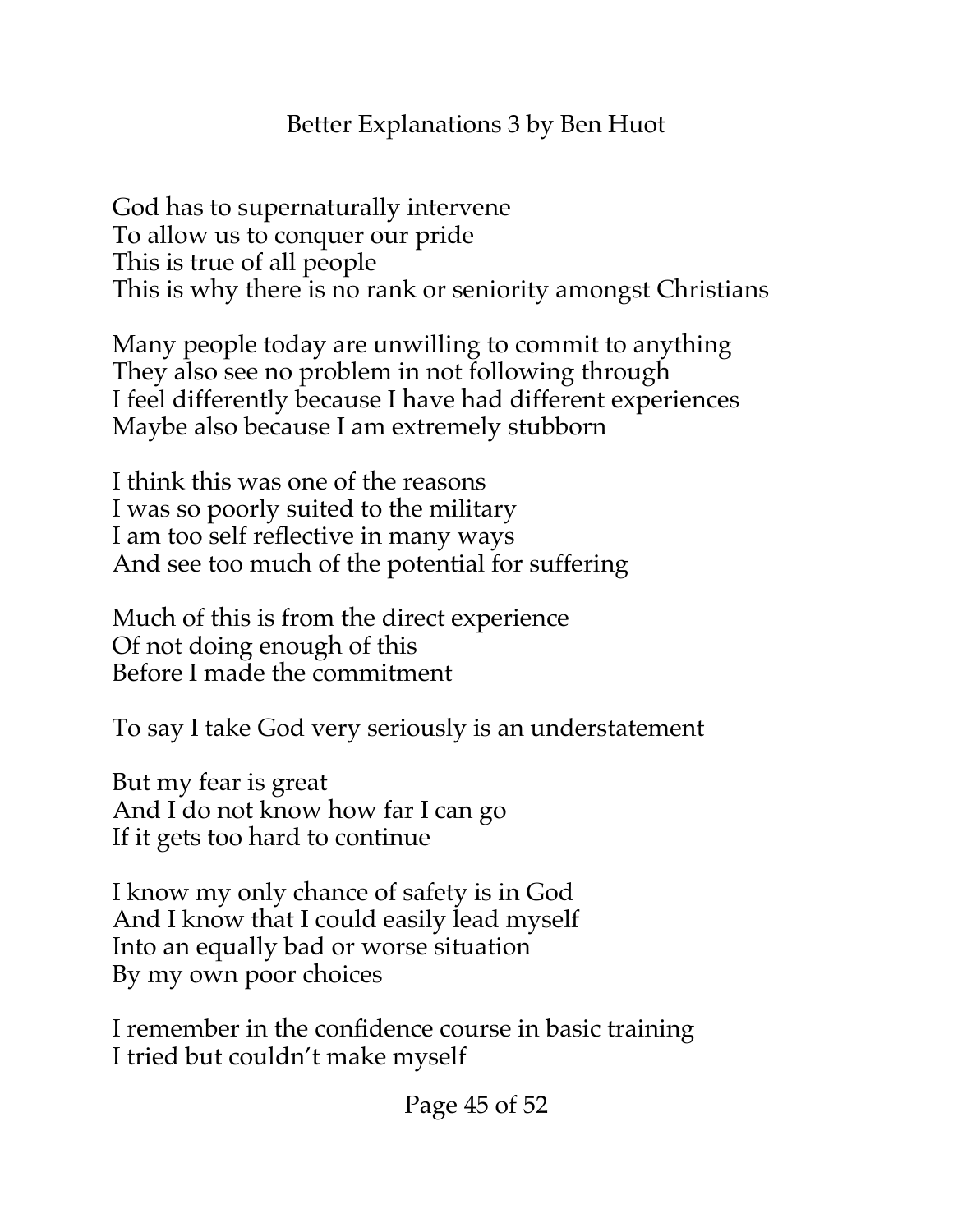God has to supernaturally intervene
To allow us to conquer our pride
This is true of all people
This is why there is no rank or seniority amongst Christians

Many people today are unwilling to commit to anything
They also see no problem in not following through
I feel differently because I have had different experiences
Maybe also because I am extremely stubborn

I think this was one of the reasons
I was so poorly suited to the military
I am too self reflective in many ways
And see too much of the potential for suffering

Much of this is from the direct experience
Of not doing enough of this
Before I made the commitment

To say I take God very seriously is an understatement

But my fear is great
And I do not know how far I can go
If it gets too hard to continue

I know my only chance of safety is in God
And I know that I could easily lead myself
Into an equally bad or worse situation
By my own poor choices

I remember in the confidence course in basic training
I tried but couldn't make myself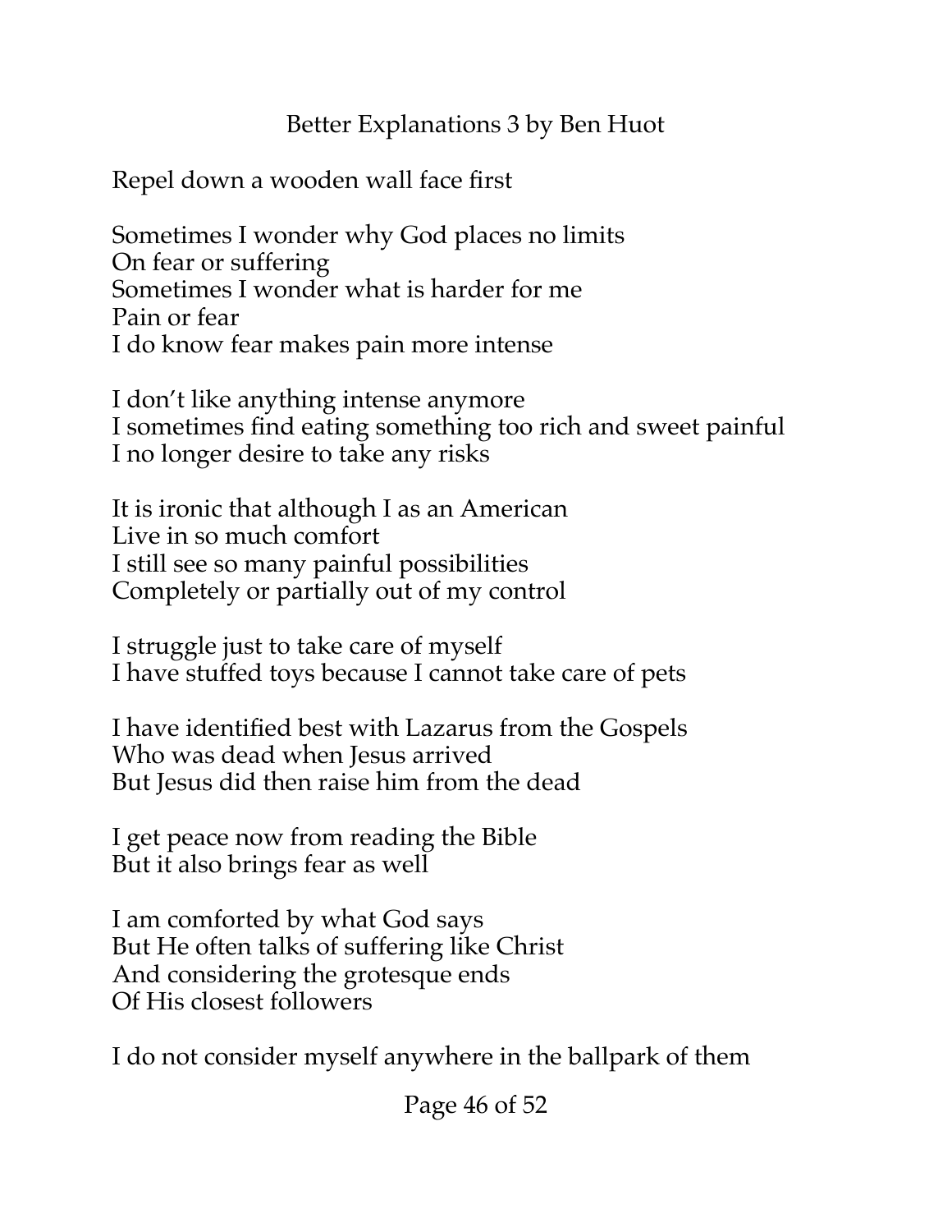Repel down a wooden wall face first

Sometimes I wonder why God places no limits  
On fear or suffering  
Sometimes I wonder what is harder for me  
Pain or fear  
I do know fear makes pain more intense

I don't like anything intense anymore  
I sometimes find eating something too rich and sweet painful  
I no longer desire to take any risks

It is ironic that although I as an American  
Live in so much comfort  
I still see so many painful possibilities  
Completely or partially out of my control

I struggle just to take care of myself  
I have stuffed toys because I cannot take care of pets

I have identified best with Lazarus from the Gospels  
Who was dead when Jesus arrived  
But Jesus did then raise him from the dead

I get peace now from reading the Bible  
But it also brings fear as well

I am comforted by what God says  
But He often talks of suffering like Christ  
And considering the grotesque ends  
Of His closest followers

I do not consider myself anywhere in the ballpark of them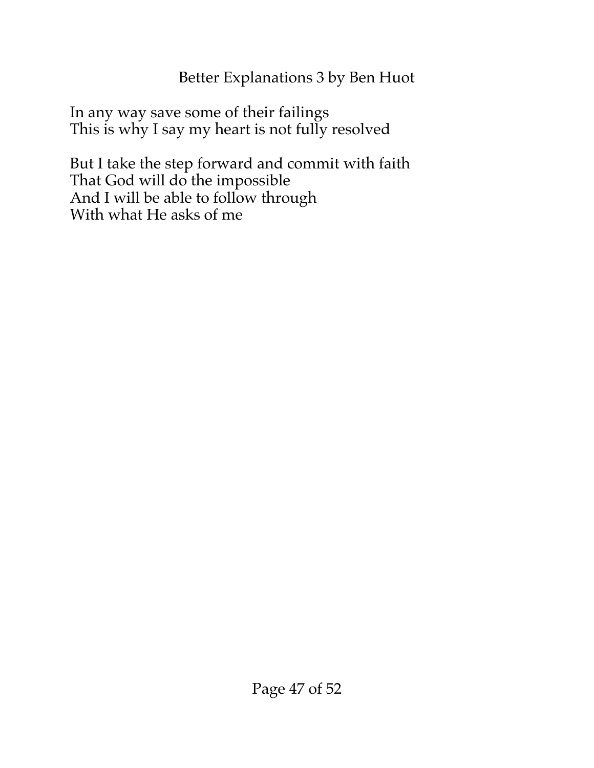In any way save some of their failings
This is why I say my heart is not fully resolved

But I take the step forward and commit with faith
That God will do the impossible
And I will be able to follow through
With what He asks of me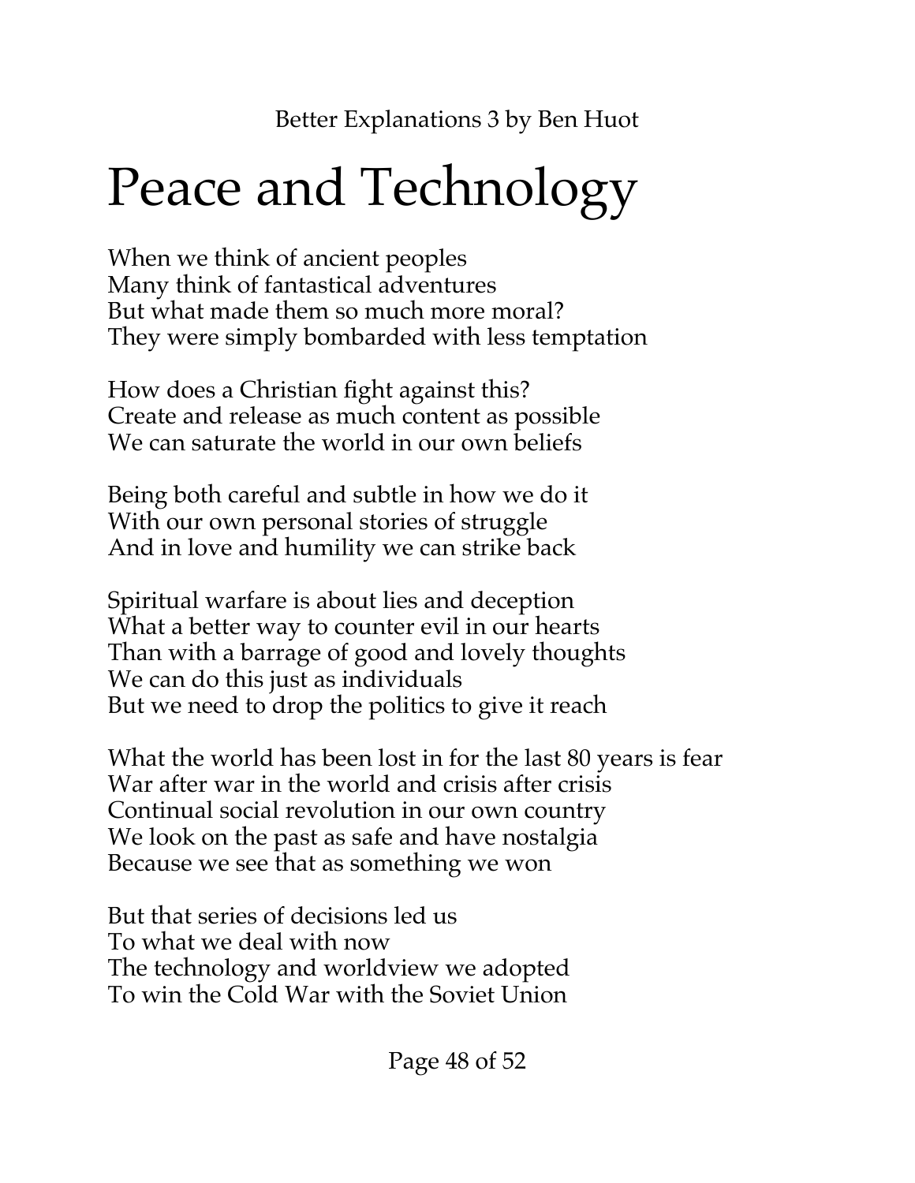# Peace and Technology

When we think of ancient peoples
Many think of fantastical adventures
But what made them so much more moral?
They were simply bombarded with less temptation

How does a Christian fight against this?
Create and release as much content as possible
We can saturate the world in our own beliefs

Being both careful and subtle in how we do it
With our own personal stories of struggle
And in love and humility we can strike back

Spiritual warfare is about lies and deception
What a better way to counter evil in our hearts
Than with a barrage of good and lovely thoughts
We can do this just as individuals
But we need to drop the politics to give it reach

What the world has been lost in for the last 80 years is fear
War after war in the world and crisis after crisis
Continual social revolution in our own country
We look on the past as safe and have nostalgia
Because we see that as something we won

But that series of decisions led us
To what we deal with now
The technology and worldview we adopted
To win the Cold War with the Soviet Union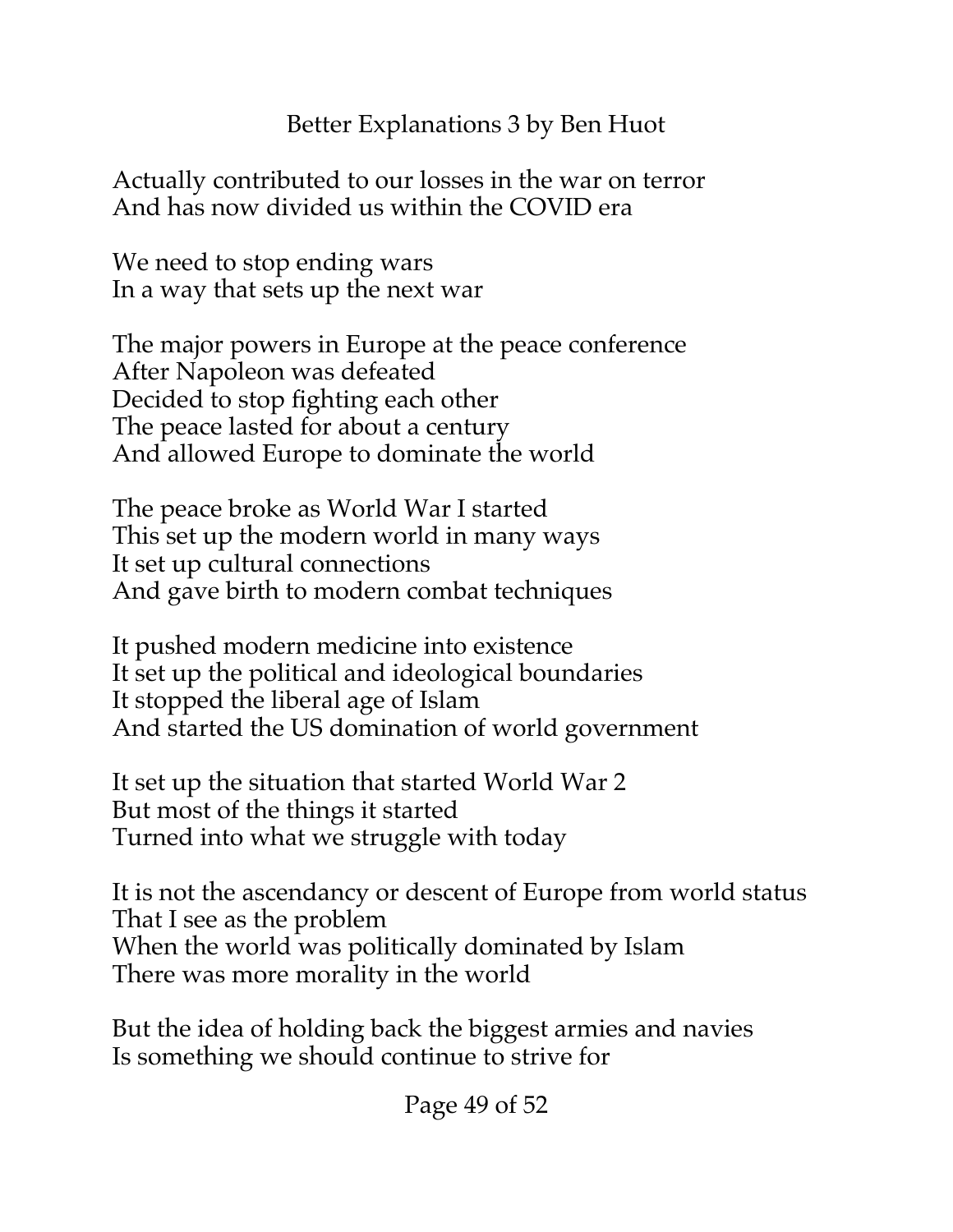Actually contributed to our losses in the war on terror
And has now divided us within the COVID era

We need to stop ending wars
In a way that sets up the next war

The major powers in Europe at the peace conference
After Napoleon was defeated
Decided to stop fighting each other
The peace lasted for about a century
And allowed Europe to dominate the world

The peace broke as World War I started
This set up the modern world in many ways
It set up cultural connections
And gave birth to modern combat techniques

It pushed modern medicine into existence
It set up the political and ideological boundaries
It stopped the liberal age of Islam
And started the US domination of world government

It set up the situation that started World War 2
But most of the things it started
Turned into what we struggle with today

It is not the ascendancy or descent of Europe from world status
That I see as the problem
When the world was politically dominated by Islam
There was more morality in the world

But the idea of holding back the biggest armies and navies
Is something we should continue to strive for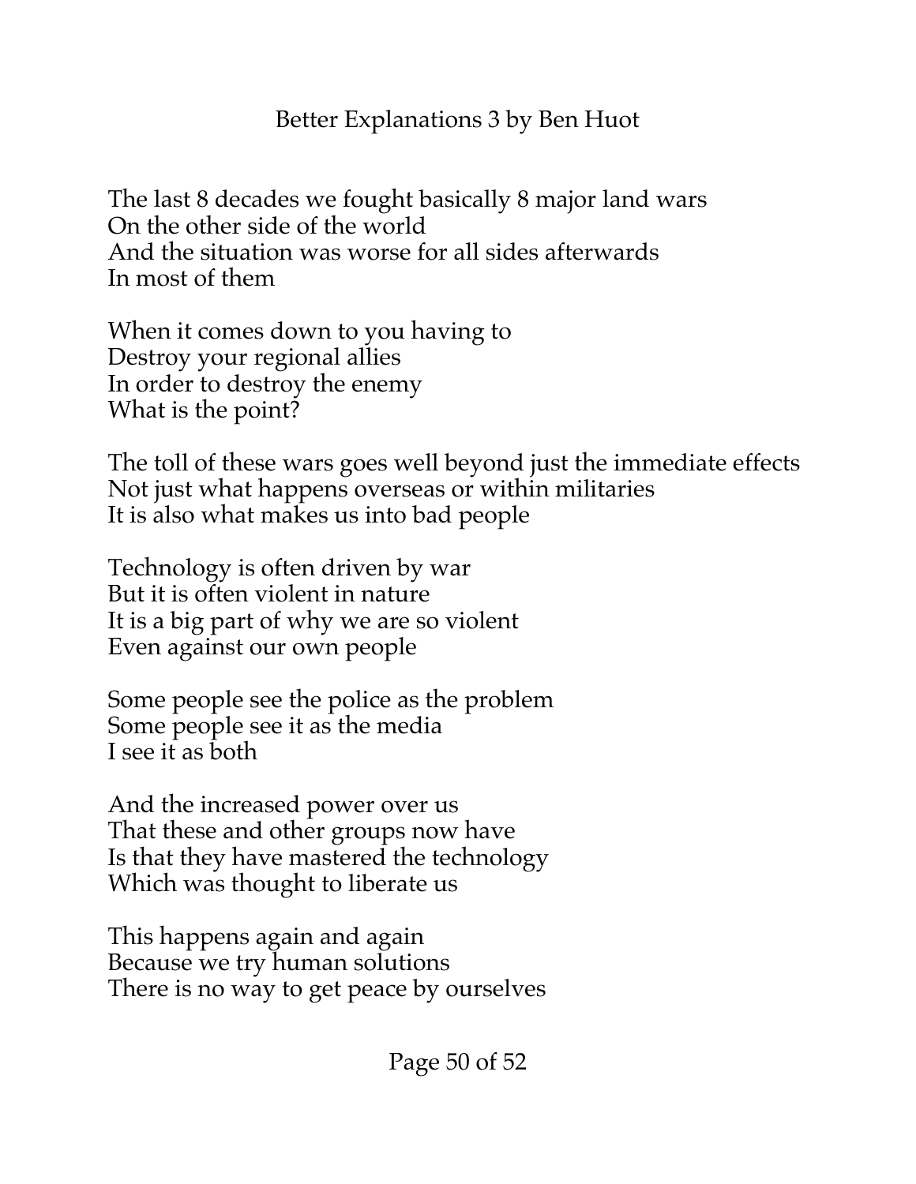The last 8 decades we fought basically 8 major land wars
On the other side of the world
And the situation was worse for all sides afterwards
In most of them

When it comes down to you having to
Destroy your regional allies
In order to destroy the enemy
What is the point?

The toll of these wars goes well beyond just the immediate effects
Not just what happens overseas or within militaries
It is also what makes us into bad people

Technology is often driven by war
But it is often violent in nature
It is a big part of why we are so violent
Even against our own people

Some people see the police as the problem
Some people see it as the media
I see it as both

And the increased power over us
That these and other groups now have
Is that they have mastered the technology
Which was thought to liberate us

This happens again and again
Because we try human solutions
There is no way to get peace by ourselves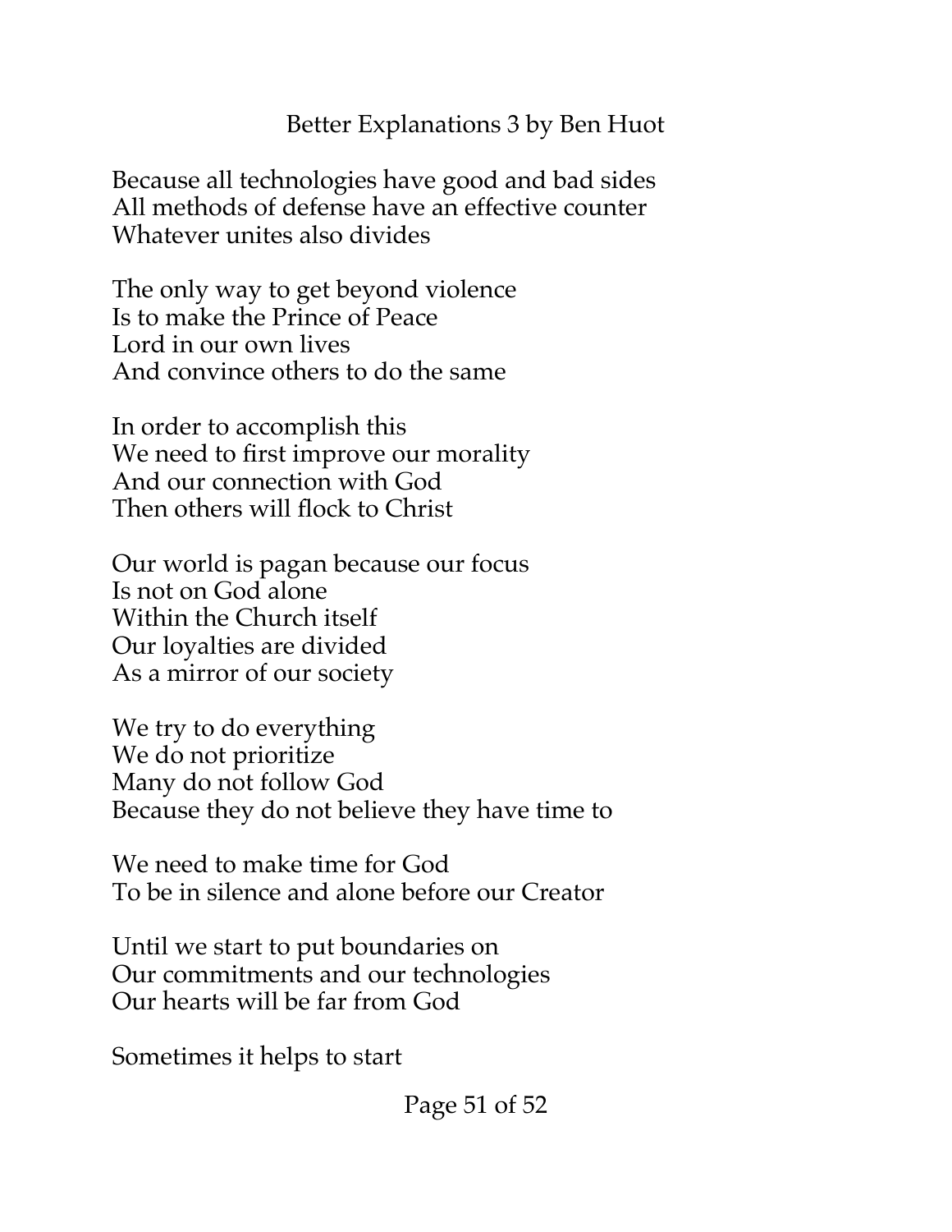Because all technologies have good and bad sides  
All methods of defense have an effective counter  
Whatever unites also divides

The only way to get beyond violence  
Is to make the Prince of Peace  
Lord in our own lives  
And convince others to do the same

In order to accomplish this  
We need to first improve our morality  
And our connection with God  
Then others will flock to Christ

Our world is pagan because our focus  
Is not on God alone  
Within the Church itself  
Our loyalties are divided  
As a mirror of our society

We try to do everything  
We do not prioritize  
Many do not follow God  
Because they do not believe they have time to

We need to make time for God  
To be in silence and alone before our Creator

Until we start to put boundaries on  
Our commitments and our technologies  
Our hearts will be far from God

Sometimes it helps to start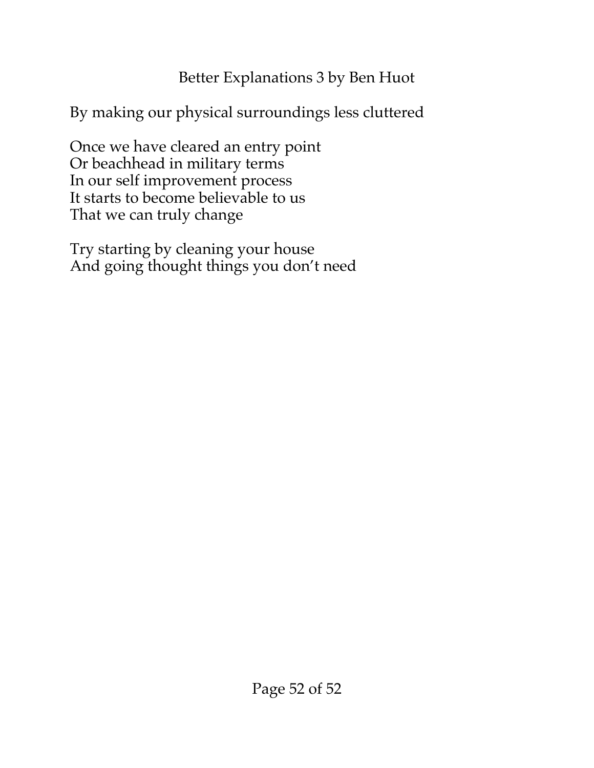By making our physical surroundings less cluttered

Once we have cleared an entry point
Or beachhead in military terms
In our self improvement process
It starts to become believable to us
That we can truly change

Try starting by cleaning your house
And going thought things you don't need